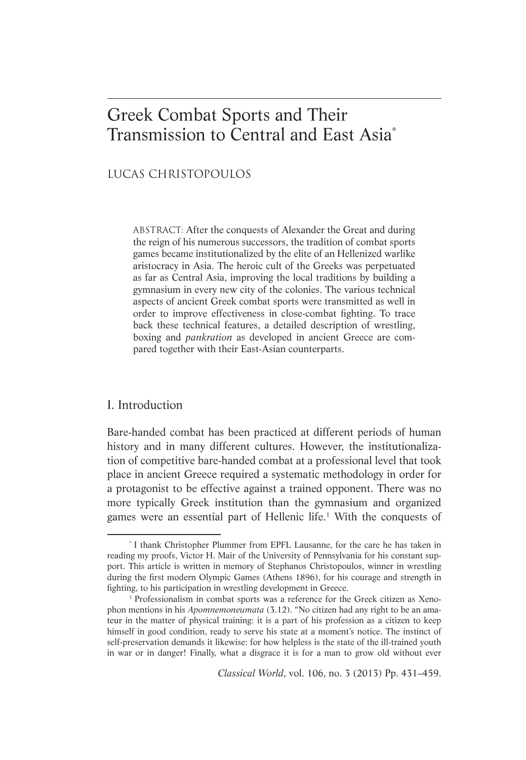# Greek Combat Sports and Their Transmission to Central and East Asia[*]

LUCAS CHRISTOPOULOS

ABSTRACT: After the conquests of Alexander the Great and during the reign of his numerous successors, the tradition of combat sports games became institutionalized by the elite of an Hellenized warlike aristocracy in Asia. The heroic cult of the Greeks was perpetuated as far as Central Asia, improving the local traditions by building a gymnasium in every new city of the colonies. The various technical aspects of ancient Greek combat sports were transmitted as well in order to improve effectiveness in close-combat fighting. To trace back these technical features, a detailed description of wrestling, boxing and *pankration* as developed in ancient Greece are compared together with their East-Asian counterparts.

## I. Introduction

Bare-handed combat has been practiced at different periods of human history and in many different cultures. However, the institutionalization of competitive bare-handed combat at a professional level that took place in ancient Greece required a systematic methodology in order for a protagonist to be effective against a trained opponent. There was no more typically Greek institution than the gymnasium and organized games were an essential part of Hellenic life.[1] With the conquests of

---

[*] I thank Christopher Plummer from EPFL Lausanne, for the care he has taken in reading my proofs, Victor H. Mair of the University of Pennsylvania for his constant support. This article is written in memory of Stephanos Christopoulos, winner in wrestling during the first modern Olympic Games (Athens 1896), for his courage and strength in fighting, to his participation in wrestling development in Greece.

[1] Professionalism in combat sports was a reference for the Greek citizen as Xenophon mentions in his *Apomnemoneumata* (3.12). "No citizen had any right to be an amateur in the matter of physical training: it is a part of his profession as a citizen to keep himself in good condition, ready to serve his state at a moment's notice. The instinct of self-preservation demands it likewise: for how helpless is the state of the ill-trained youth in war or in danger! Finally, what a disgrace it is for a man to grow old without ever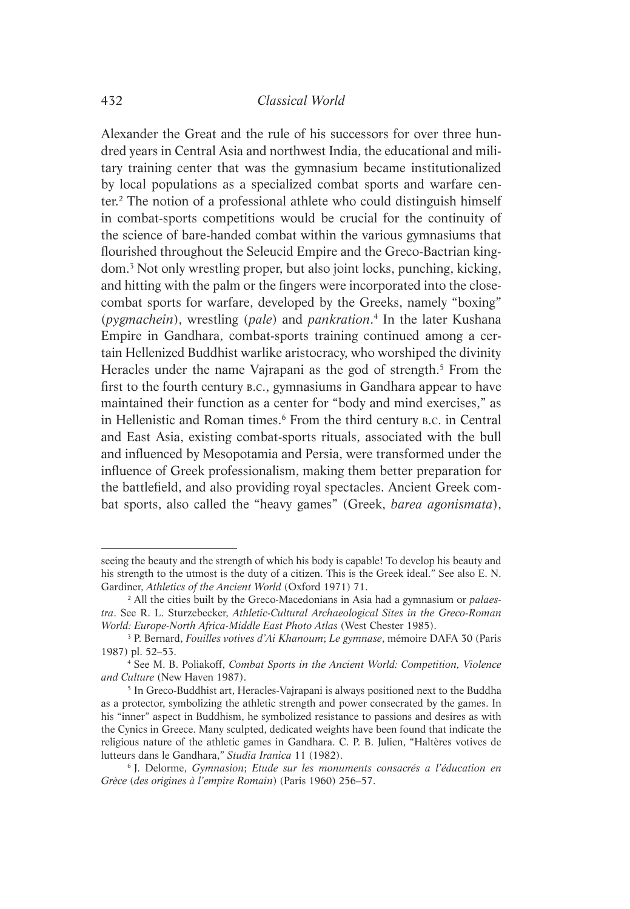Alexander the Great and the rule of his successors for over three hundred years in Central Asia and northwest India, the educational and military training center that was the gymnasium became institutionalized by local populations as a specialized combat sports and warfare center.[2] The notion of a professional athlete who could distinguish himself in combat-sports competitions would be crucial for the continuity of the science of bare-handed combat within the various gymnasiums that flourished throughout the Seleucid Empire and the Greco-Bactrian kingdom.[3] Not only wrestling proper, but also joint locks, punching, kicking, and hitting with the palm or the fingers were incorporated into the close-combat sports for warfare, developed by the Greeks, namely "boxing" (*pygmachein*), wrestling (*pale*) and *pankration*.[4] In the later Kushana Empire in Gandhara, combat-sports training continued among a certain Hellenized Buddhist warlike aristocracy, who worshiped the divinity Heracles under the name Vajrapani as the god of strength.[5] From the first to the fourth century B.C., gymnasiums in Gandhara appear to have maintained their function as a center for "body and mind exercises," as in Hellenistic and Roman times.[6] From the third century B.C. in Central and East Asia, existing combat-sports rituals, associated with the bull and influenced by Mesopotamia and Persia, were transformed under the influence of Greek professionalism, making them better preparation for the battlefield, and also providing royal spectacles. Ancient Greek combat sports, also called the "heavy games" (Greek, *barea agonismata*),

---

seeing the beauty and the strength of which his body is capable! To develop his beauty and his strength to the utmost is the duty of a citizen. This is the Greek ideal." See also E. N. Gardiner, *Athletics of the Ancient World* (Oxford 1971) 71.

[2] All the cities built by the Greco-Macedonians in Asia had a gymnasium or *palaestra*. See R. L. Sturzebecker, *Athletic-Cultural Archaeological Sites in the Greco-Roman World: Europe-North Africa-Middle East Photo Atlas* (West Chester 1985).

[3] P. Bernard, *Fouilles votives d'Ai Khanoum*; *Le gymnase*, mémoire DAFA 30 (Paris 1987) pl. 52–53.

[4] See M. B. Poliakoff, *Combat Sports in the Ancient World: Competition, Violence and Culture* (New Haven 1987).

[5] In Greco-Buddhist art, Heracles-Vajrapani is always positioned next to the Buddha as a protector, symbolizing the athletic strength and power consecrated by the games. In his "inner" aspect in Buddhism, he symbolized resistance to passions and desires as with the Cynics in Greece. Many sculpted, dedicated weights have been found that indicate the religious nature of the athletic games in Gandhara. C. P. B. Julien, "Haltères votives de lutteurs dans le Gandhara," *Studia Iranica* 11 (1982).

[6] J. Delorme, *Gymnasion*; *Etude sur les monuments consacrés a l'éducation en Grèce* (*des origines à l'empire Romain*) (Paris 1960) 256–57.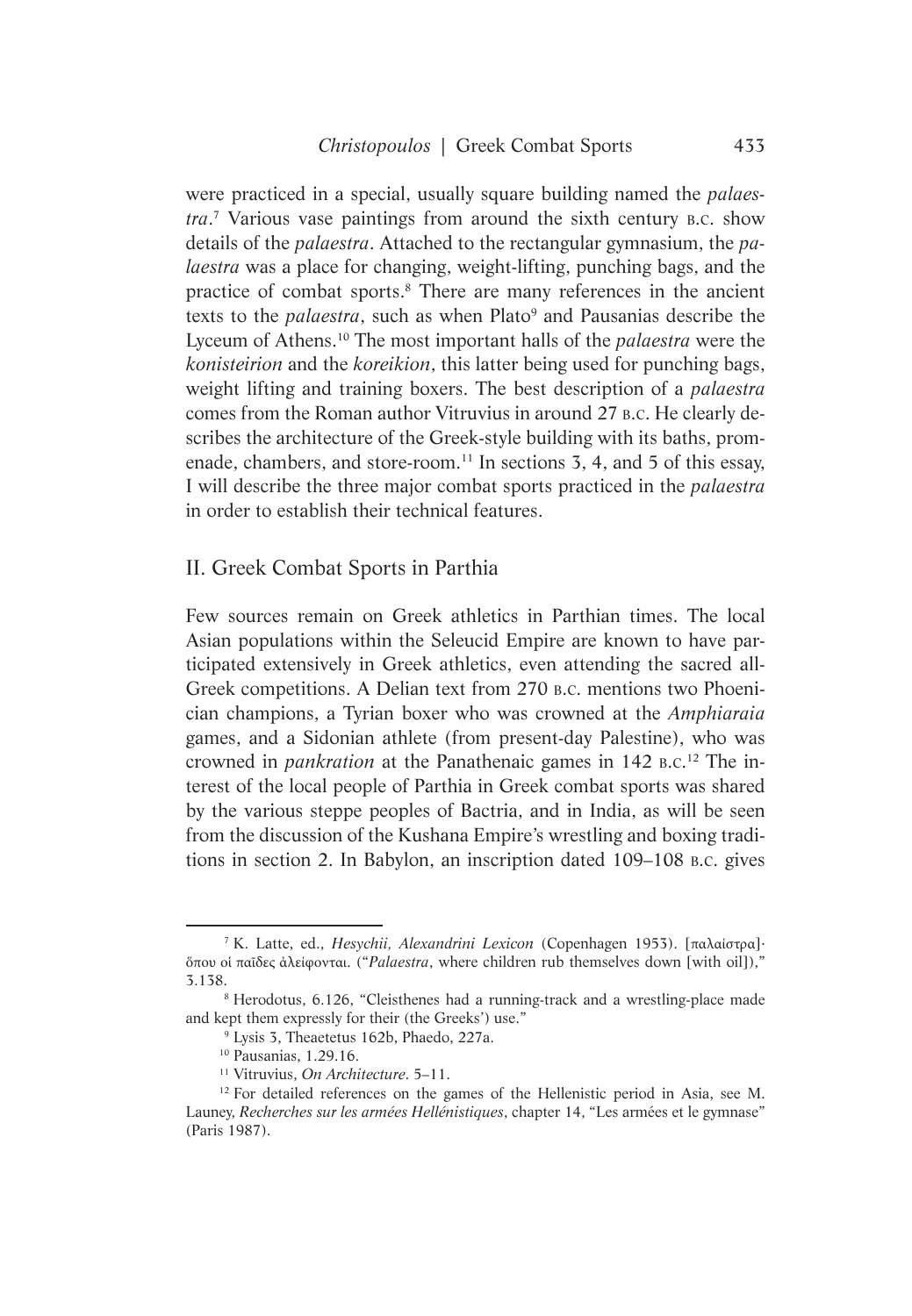were practiced in a special, usually square building named the *palaestra*.[7] Various vase paintings from around the sixth century B.C. show details of the *palaestra*. Attached to the rectangular gymnasium, the *palaestra* was a place for changing, weight-lifting, punching bags, and the practice of combat sports.[8] There are many references in the ancient texts to the *palaestra*, such as when Plato[9] and Pausanias describe the Lyceum of Athens.[10] The most important halls of the *palaestra* were the *konisteirion* and the *koreikion*, this latter being used for punching bags, weight lifting and training boxers. The best description of a *palaestra* comes from the Roman author Vitruvius in around 27 B.C. He clearly describes the architecture of the Greek-style building with its baths, promenade, chambers, and store-room.[11] In sections 3, 4, and 5 of this essay, I will describe the three major combat sports practiced in the *palaestra* in order to establish their technical features.

## II. Greek Combat Sports in Parthia

Few sources remain on Greek athletics in Parthian times. The local Asian populations within the Seleucid Empire are known to have participated extensively in Greek athletics, even attending the sacred all-Greek competitions. A Delian text from 270 B.C. mentions two Phoenician champions, a Tyrian boxer who was crowned at the *Amphiaraia* games, and a Sidonian athlete (from present-day Palestine), who was crowned in *pankration* at the Panathenaic games in 142 B.C.[12] The interest of the local people of Parthia in Greek combat sports was shared by the various steppe peoples of Bactria, and in India, as will be seen from the discussion of the Kushana Empire's wrestling and boxing traditions in section 2. In Babylon, an inscription dated 109–108 B.C. gives

---

[7] K. Latte, ed., *Hesychii, Alexandrini Lexicon* (Copenhagen 1953). [παλαίστρα]· ὅπου οἱ παῖδες ἀλείφονται. ("*Palaestra*, where children rub themselves down [with oil])," 3.138.

[8] Herodotus, 6.126, "Cleisthenes had a running-track and a wrestling-place made and kept them expressly for their (the Greeks') use."

[9] Lysis 3, Theaetetus 162b, Phaedo, 227a.

[10] Pausanias, 1.29.16.

[11] Vitruvius, *On Architecture*. 5–11.

[12] For detailed references on the games of the Hellenistic period in Asia, see M. Launey, *Recherches sur les armées Hellénistiques*, chapter 14, "Les armées et le gymnase" (Paris 1987).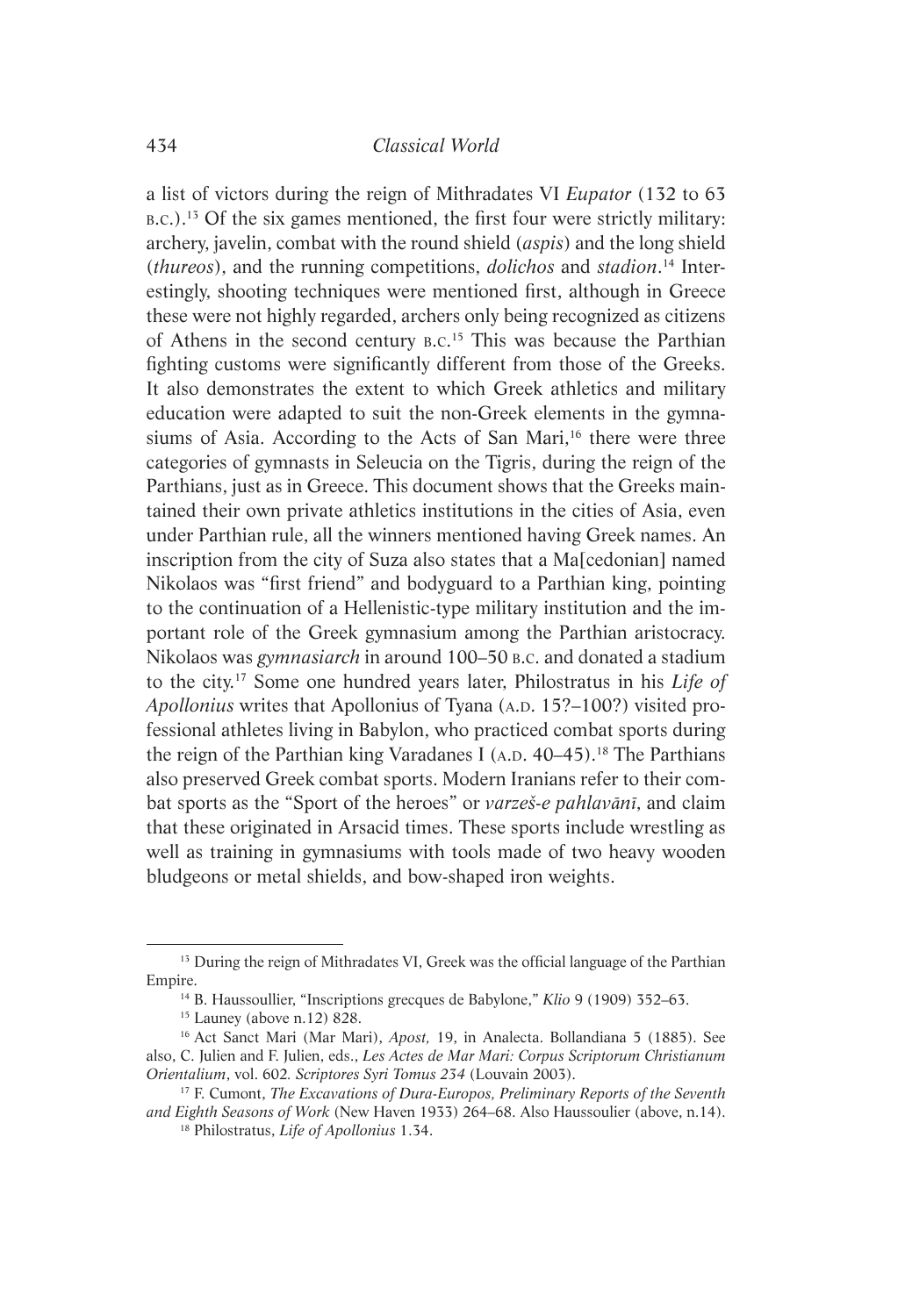a list of victors during the reign of Mithradates VI *Eupator* (132 to 63 B.C.).[13] Of the six games mentioned, the first four were strictly military: archery, javelin, combat with the round shield (*aspis*) and the long shield (*thureos*), and the running competitions, *dolichos* and *stadion*.[14] Interestingly, shooting techniques were mentioned first, although in Greece these were not highly regarded, archers only being recognized as citizens of Athens in the second century B.C.[15] This was because the Parthian fighting customs were significantly different from those of the Greeks. It also demonstrates the extent to which Greek athletics and military education were adapted to suit the non-Greek elements in the gymnasiums of Asia. According to the Acts of San Mari,[16] there were three categories of gymnasts in Seleucia on the Tigris, during the reign of the Parthians, just as in Greece. This document shows that the Greeks maintained their own private athletics institutions in the cities of Asia, even under Parthian rule, all the winners mentioned having Greek names. An inscription from the city of Suza also states that a Ma[cedonian] named Nikolaos was "first friend" and bodyguard to a Parthian king, pointing to the continuation of a Hellenistic-type military institution and the important role of the Greek gymnasium among the Parthian aristocracy. Nikolaos was *gymnasiarch* in around 100–50 B.C. and donated a stadium to the city.[17] Some one hundred years later, Philostratus in his *Life of Apollonius* writes that Apollonius of Tyana (A.D. 15?–100?) visited professional athletes living in Babylon, who practiced combat sports during the reign of the Parthian king Varadanes I (A.D. 40–45).[18] The Parthians also preserved Greek combat sports. Modern Iranians refer to their combat sports as the "Sport of the heroes" or *varzeš-e pahlavānī*, and claim that these originated in Arsacid times. These sports include wrestling as well as training in gymnasiums with tools made of two heavy wooden bludgeons or metal shields, and bow-shaped iron weights.

---

[13] During the reign of Mithradates VI, Greek was the official language of the Parthian Empire.

[14] B. Haussoullier, "Inscriptions grecques de Babylone," *Klio* 9 (1909) 352–63.

[15] Launey (above n.12) 828.

[16] Act Sanct Mari (Mar Mari), *Apost,* 19, in Analecta. Bollandiana 5 (1885). See also, C. Julien and F. Julien, eds., *Les Actes de Mar Mari: Corpus Scriptorum Christianum Orientalium*, vol. 602*. Scriptores Syri Tomus 234* (Louvain 2003).

[17] F. Cumont, *The Excavations of Dura-Europos, Preliminary Reports of the Seventh and Eighth Seasons of Work* (New Haven 1933) 264–68. Also Haussoulier (above, n.14).

[18] Philostratus, *Life of Apollonius* 1.34.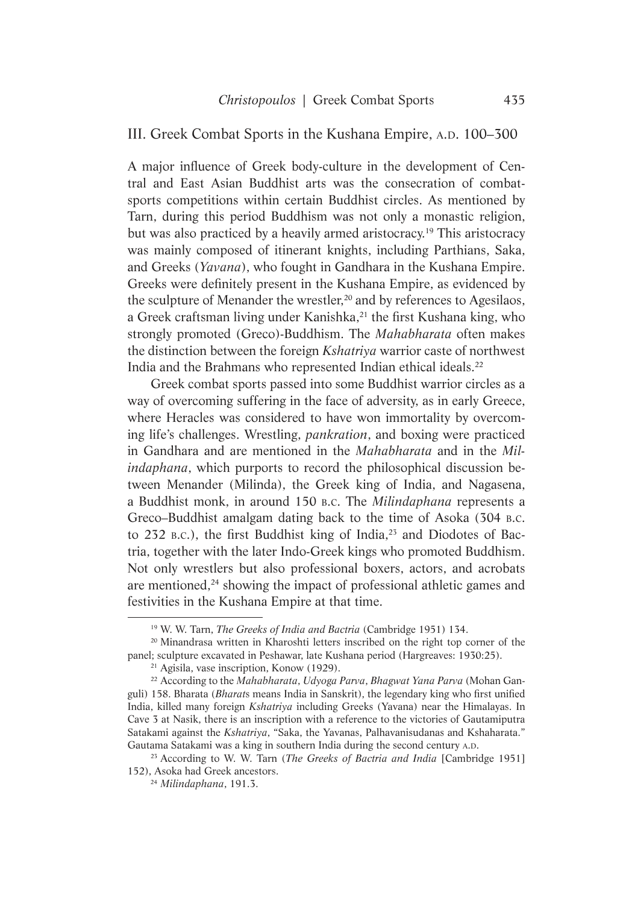## III. Greek Combat Sports in the Kushana Empire, A.D. 100–300

A major influence of Greek body-culture in the development of Central and East Asian Buddhist arts was the consecration of combat-sports competitions within certain Buddhist circles. As mentioned by Tarn, during this period Buddhism was not only a monastic religion, but was also practiced by a heavily armed aristocracy.[19] This aristocracy was mainly composed of itinerant knights, including Parthians, Saka, and Greeks (*Yavana*), who fought in Gandhara in the Kushana Empire. Greeks were definitely present in the Kushana Empire, as evidenced by the sculpture of Menander the wrestler,[20] and by references to Agesilaos, a Greek craftsman living under Kanishka,[21] the first Kushana king, who strongly promoted (Greco)-Buddhism. The *Mahabharata* often makes the distinction between the foreign *Kshatriya* warrior caste of northwest India and the Brahmans who represented Indian ethical ideals.[22]

Greek combat sports passed into some Buddhist warrior circles as a way of overcoming suffering in the face of adversity, as in early Greece, where Heracles was considered to have won immortality by overcoming life's challenges. Wrestling, *pankration*, and boxing were practiced in Gandhara and are mentioned in the *Mahabharata* and in the *Milindaphana*, which purports to record the philosophical discussion between Menander (Milinda), the Greek king of India, and Nagasena, a Buddhist monk, in around 150 B.C. The *Milindaphana* represents a Greco–Buddhist amalgam dating back to the time of Asoka (304 B.C. to 232 B.C.), the first Buddhist king of India,[23] and Diodotes of Bactria, together with the later Indo-Greek kings who promoted Buddhism. Not only wrestlers but also professional boxers, actors, and acrobats are mentioned,[24] showing the impact of professional athletic games and festivities in the Kushana Empire at that time.

---

[19] W. W. Tarn, *The Greeks of India and Bactria* (Cambridge 1951) 134.

[20] Minandrasa written in Kharoshti letters inscribed on the right top corner of the panel; sculpture excavated in Peshawar, late Kushana period (Hargreaves: 1930:25).

[21] Agisila, vase inscription, Konow (1929).

[22] According to the *Mahabharata*, *Udyoga Parva*, *Bhagwat Yana Parva* (Mohan Ganguli) 158. Bharata (*Bharat*s means India in Sanskrit), the legendary king who first unified India, killed many foreign *Kshatriya* including Greeks (Yavana) near the Himalayas. In Cave 3 at Nasik, there is an inscription with a reference to the victories of Gautamiputra Satakami against the *Kshatriya*, "Saka, the Yavanas, Palhavanisudanas and Kshaharata." Gautama Satakami was a king in southern India during the second century A.D.

[23] According to W. W. Tarn (*The Greeks of Bactria and India* [Cambridge 1951] 152), Asoka had Greek ancestors.

[24] *Milindaphana*, 191.3.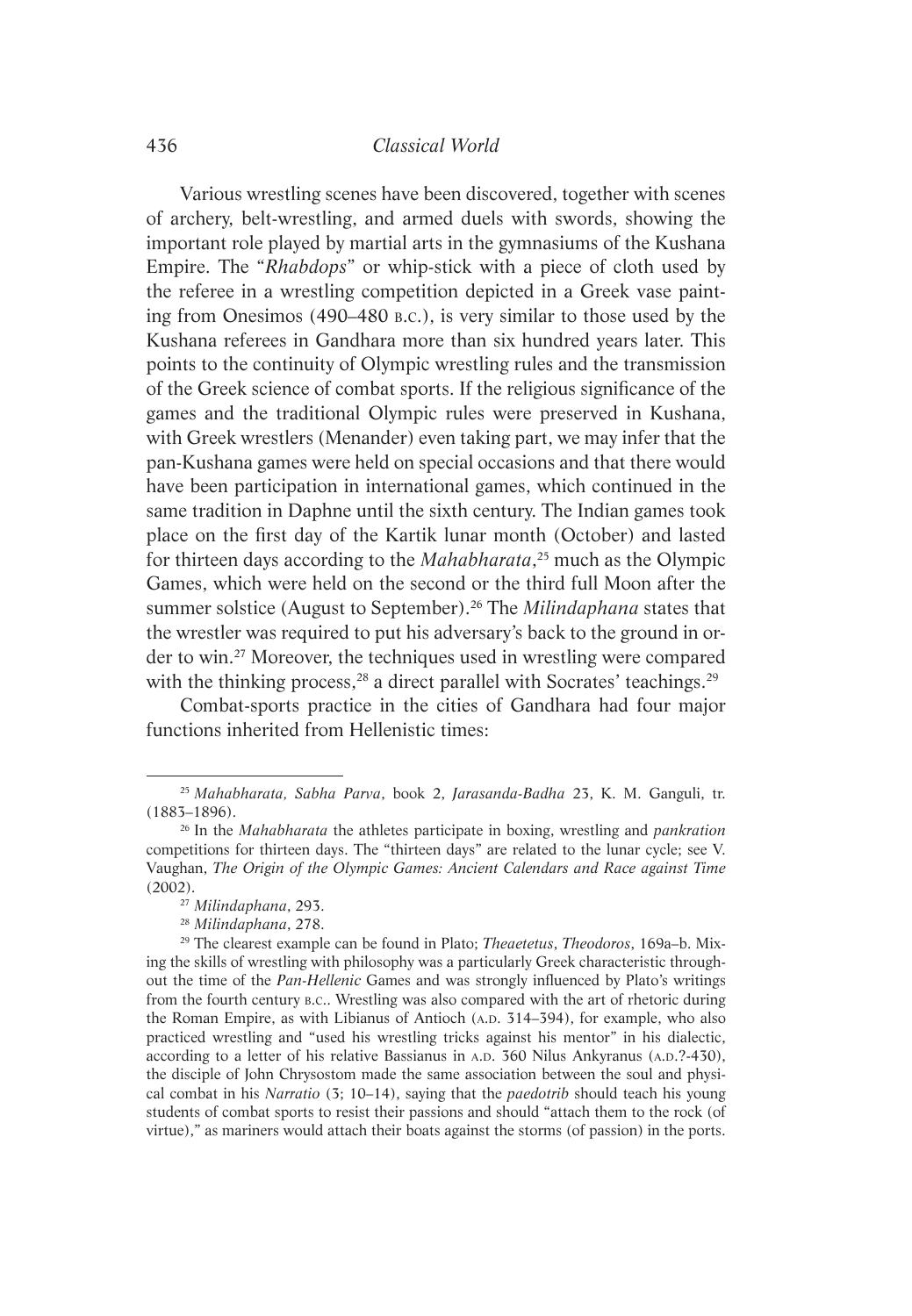Various wrestling scenes have been discovered, together with scenes of archery, belt-wrestling, and armed duels with swords, showing the important role played by martial arts in the gymnasiums of the Kushana Empire. The "*Rhabdops*" or whip-stick with a piece of cloth used by the referee in a wrestling competition depicted in a Greek vase painting from Onesimos (490–480 B.C.), is very similar to those used by the Kushana referees in Gandhara more than six hundred years later. This points to the continuity of Olympic wrestling rules and the transmission of the Greek science of combat sports. If the religious significance of the games and the traditional Olympic rules were preserved in Kushana, with Greek wrestlers (Menander) even taking part, we may infer that the pan-Kushana games were held on special occasions and that there would have been participation in international games, which continued in the same tradition in Daphne until the sixth century. The Indian games took place on the first day of the Kartik lunar month (October) and lasted for thirteen days according to the *Mahabharata*,[25] much as the Olympic Games, which were held on the second or the third full Moon after the summer solstice (August to September).[26] The *Milindaphana* states that the wrestler was required to put his adversary's back to the ground in order to win.[27] Moreover, the techniques used in wrestling were compared with the thinking process,[28] a direct parallel with Socrates' teachings.[29]

Combat-sports practice in the cities of Gandhara had four major functions inherited from Hellenistic times:

---

[25] *Mahabharata, Sabha Parva*, book 2, *Jarasanda-Badha* 23, K. M. Ganguli, tr. (1883–1896).

[26] In the *Mahabharata* the athletes participate in boxing, wrestling and *pankration* competitions for thirteen days. The "thirteen days" are related to the lunar cycle; see V. Vaughan, *The Origin of the Olympic Games: Ancient Calendars and Race against Time* (2002).

[27] *Milindaphana*, 293.

[28] *Milindaphana*, 278.

[29] The clearest example can be found in Plato; *Theaetetus*, *Theodoros*, 169a–b. Mixing the skills of wrestling with philosophy was a particularly Greek characteristic throughout the time of the *Pan-Hellenic* Games and was strongly influenced by Plato's writings from the fourth century B.C.. Wrestling was also compared with the art of rhetoric during the Roman Empire, as with Libianus of Antioch (A.D. 314–394), for example, who also practiced wrestling and "used his wrestling tricks against his mentor" in his dialectic, according to a letter of his relative Bassianus in A.D. 360 Nilus Ankyranus (A.D.?-430), the disciple of John Chrysostom made the same association between the soul and physical combat in his *Narratio* (3; 10–14), saying that the *paedotrib* should teach his young students of combat sports to resist their passions and should "attach them to the rock (of virtue)," as mariners would attach their boats against the storms (of passion) in the ports.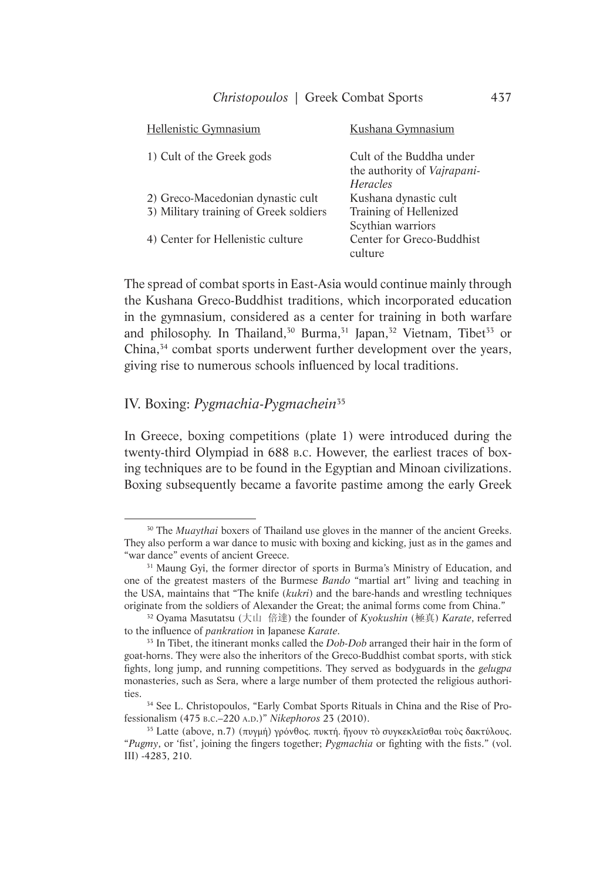| Hellenistic Gymnasium | Kushana Gymnasium |
|---|---|
| 1) Cult of the Greek gods | Cult of the Buddha under the authority of *Vajrapani-Heracles* |
| 2) Greco-Macedonian dynastic cult | Kushana dynastic cult |
| 3) Military training of Greek soldiers | Training of Hellenized Scythian warriors |
| 4) Center for Hellenistic culture | Center for Greco-Buddhist culture |

The spread of combat sports in East-Asia would continue mainly through the Kushana Greco-Buddhist traditions, which incorporated education in the gymnasium, considered as a center for training in both warfare and philosophy. In Thailand,[30] Burma,[31] Japan,[32] Vietnam, Tibet[33] or China,[34] combat sports underwent further development over the years, giving rise to numerous schools influenced by local traditions.

## IV. Boxing: *Pygmachia-Pygmachein*[35]

In Greece, boxing competitions (plate 1) were introduced during the twenty-third Olympiad in 688 B.C. However, the earliest traces of boxing techniques are to be found in the Egyptian and Minoan civilizations. Boxing subsequently became a favorite pastime among the early Greek

---

[30] The *Muaythai* boxers of Thailand use gloves in the manner of the ancient Greeks. They also perform a war dance to music with boxing and kicking, just as in the games and "war dance" events of ancient Greece.

[31] Maung Gyi, the former director of sports in Burma's Ministry of Education, and one of the greatest masters of the Burmese *Bando* "martial art" living and teaching in the USA, maintains that "The knife (*kukri*) and the bare-hands and wrestling techniques originate from the soldiers of Alexander the Great; the animal forms come from China."

[32] Oyama Masutatsu (大山 倍達) the founder of *Kyokushin* (極真) *Karate*, referred to the influence of *pankration* in Japanese *Karate*.

[33] In Tibet, the itinerant monks called the *Dob-Dob* arranged their hair in the form of goat-horns. They were also the inheritors of the Greco-Buddhist combat sports, with stick fights, long jump, and running competitions. They served as bodyguards in the *gelugpa* monasteries, such as Sera, where a large number of them protected the religious authorities.

[34] See L. Christopoulos, "Early Combat Sports Rituals in China and the Rise of Professionalism (475 B.C.–220 A.D.)" *Nikephoros* 23 (2010).

[35] Latte (above, n.7) (πυγμή) γρόνθος. πυκτή. ἤγουν τὸ συγκεκλεῖσθαι τοὺς δακτύλους. "*Pugmy*, or 'fist', joining the fingers together; *Pygmachia* or fighting with the fists." (vol. III) -4283, 210.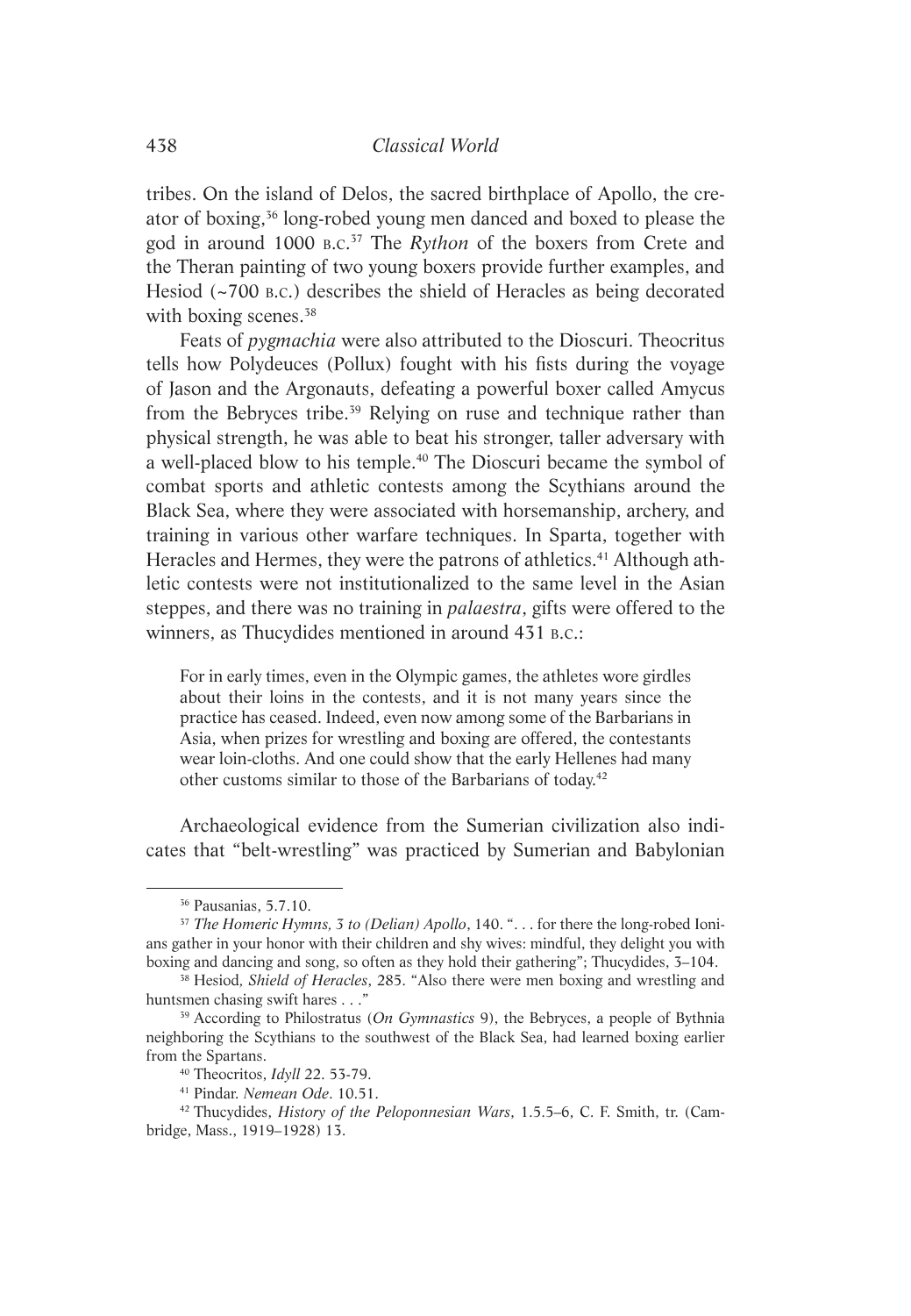tribes. On the island of Delos, the sacred birthplace of Apollo, the creator of boxing,[36] long-robed young men danced and boxed to please the god in around 1000 B.C.[37] The *Rython* of the boxers from Crete and the Theran painting of two young boxers provide further examples, and Hesiod (~700 B.C.) describes the shield of Heracles as being decorated with boxing scenes.[38]

Feats of *pygmachia* were also attributed to the Dioscuri. Theocritus tells how Polydeuces (Pollux) fought with his fists during the voyage of Jason and the Argonauts, defeating a powerful boxer called Amycus from the Bebryces tribe.[39] Relying on ruse and technique rather than physical strength, he was able to beat his stronger, taller adversary with a well-placed blow to his temple.[40] The Dioscuri became the symbol of combat sports and athletic contests among the Scythians around the Black Sea, where they were associated with horsemanship, archery, and training in various other warfare techniques. In Sparta, together with Heracles and Hermes, they were the patrons of athletics.[41] Although athletic contests were not institutionalized to the same level in the Asian steppes, and there was no training in *palaestra*, gifts were offered to the winners, as Thucydides mentioned in around 431 B.C.:

> For in early times, even in the Olympic games, the athletes wore girdles about their loins in the contests, and it is not many years since the practice has ceased. Indeed, even now among some of the Barbarians in Asia, when prizes for wrestling and boxing are offered, the contestants wear loin-cloths. And one could show that the early Hellenes had many other customs similar to those of the Barbarians of today.[42]

Archaeological evidence from the Sumerian civilization also indicates that "belt-wrestling" was practiced by Sumerian and Babylonian

---

[36] Pausanias, 5.7.10.

[37] *The Homeric Hymns, 3 to (Delian) Apollo*, 140. ". . . for there the long-robed Ionians gather in your honor with their children and shy wives: mindful, they delight you with boxing and dancing and song, so often as they hold their gathering"; Thucydides, 3–104.

[38] Hesiod, *Shield of Heracles*, 285. "Also there were men boxing and wrestling and huntsmen chasing swift hares . . ."

[39] According to Philostratus (*On Gymnastics* 9), the Bebryces, a people of Bythnia neighboring the Scythians to the southwest of the Black Sea, had learned boxing earlier from the Spartans.

[40] Theocritos, *Idyll* 22. 53-79.

[41] Pindar. *Nemean Ode*. 10.51.

[42] Thucydides, *History of the Peloponnesian Wars*, 1.5.5–6, C. F. Smith, tr. (Cambridge, Mass., 1919–1928) 13.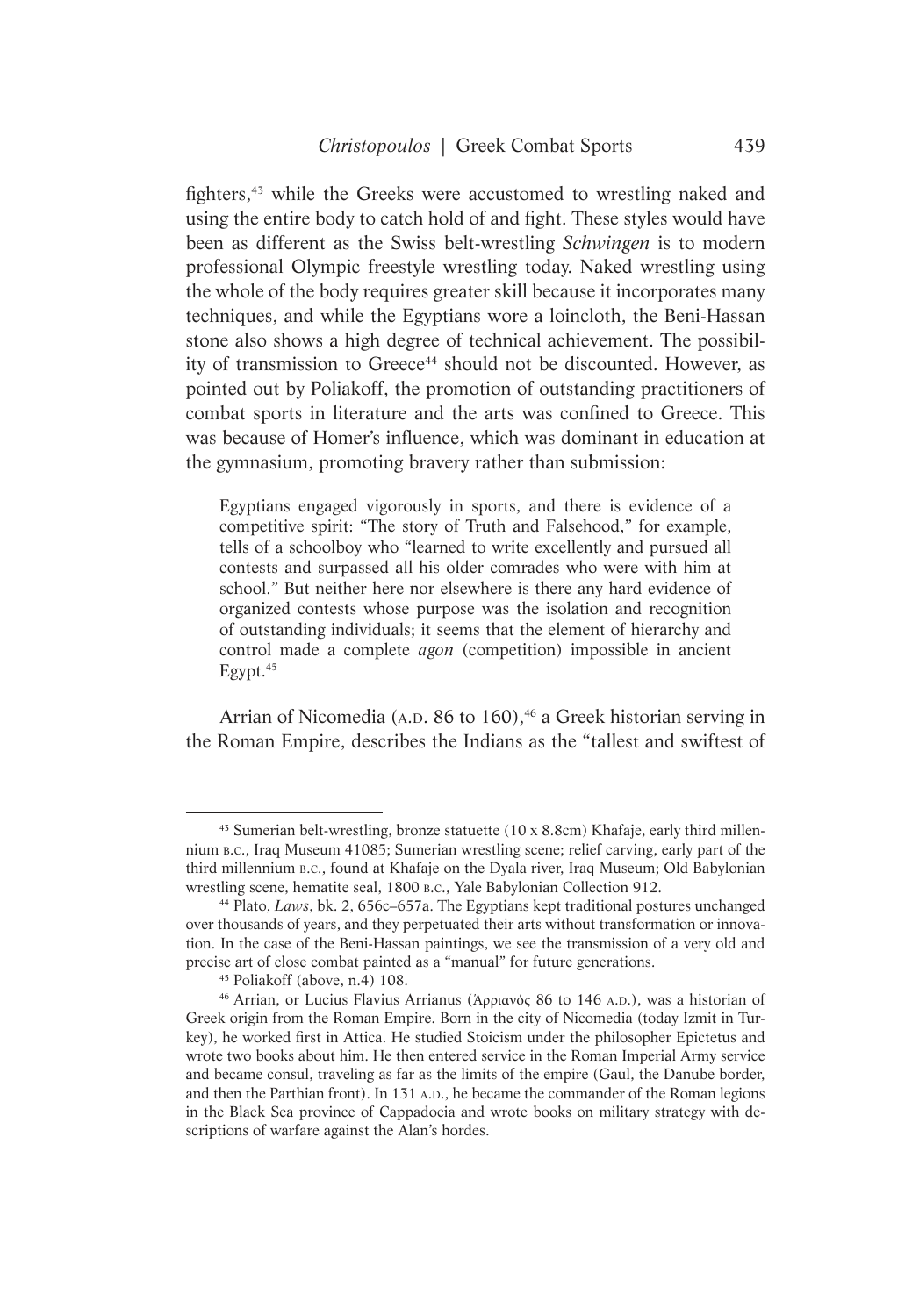fighters,[43] while the Greeks were accustomed to wrestling naked and using the entire body to catch hold of and fight. These styles would have been as different as the Swiss belt-wrestling *Schwingen* is to modern professional Olympic freestyle wrestling today. Naked wrestling using the whole of the body requires greater skill because it incorporates many techniques, and while the Egyptians wore a loincloth, the Beni-Hassan stone also shows a high degree of technical achievement. The possibility of transmission to Greece[44] should not be discounted. However, as pointed out by Poliakoff, the promotion of outstanding practitioners of combat sports in literature and the arts was confined to Greece. This was because of Homer's influence, which was dominant in education at the gymnasium, promoting bravery rather than submission:

> Egyptians engaged vigorously in sports, and there is evidence of a competitive spirit: "The story of Truth and Falsehood," for example, tells of a schoolboy who "learned to write excellently and pursued all contests and surpassed all his older comrades who were with him at school." But neither here nor elsewhere is there any hard evidence of organized contests whose purpose was the isolation and recognition of outstanding individuals; it seems that the element of hierarchy and control made a complete *agon* (competition) impossible in ancient Egypt.[45]

Arrian of Nicomedia (A.D. 86 to 160),[46] a Greek historian serving in the Roman Empire, describes the Indians as the "tallest and swiftest of

---

[43] Sumerian belt-wrestling, bronze statuette (10 x 8.8cm) Khafaje, early third millennium B.C., Iraq Museum 41085; Sumerian wrestling scene; relief carving, early part of the third millennium B.C., found at Khafaje on the Dyala river, Iraq Museum; Old Babylonian wrestling scene, hematite seal, 1800 B.C., Yale Babylonian Collection 912.

[44] Plato, *Laws*, bk. 2, 656c–657a. The Egyptians kept traditional postures unchanged over thousands of years, and they perpetuated their arts without transformation or innovation. In the case of the Beni-Hassan paintings, we see the transmission of a very old and precise art of close combat painted as a "manual" for future generations.

[45] Poliakoff (above, n.4) 108.

[46] Arrian, or Lucius Flavius Arrianus (Ἀρριανός 86 to 146 A.D.), was a historian of Greek origin from the Roman Empire. Born in the city of Nicomedia (today Izmit in Turkey), he worked first in Attica. He studied Stoicism under the philosopher Epictetus and wrote two books about him. He then entered service in the Roman Imperial Army service and became consul, traveling as far as the limits of the empire (Gaul, the Danube border, and then the Parthian front). In 131 A.D., he became the commander of the Roman legions in the Black Sea province of Cappadocia and wrote books on military strategy with descriptions of warfare against the Alan's hordes.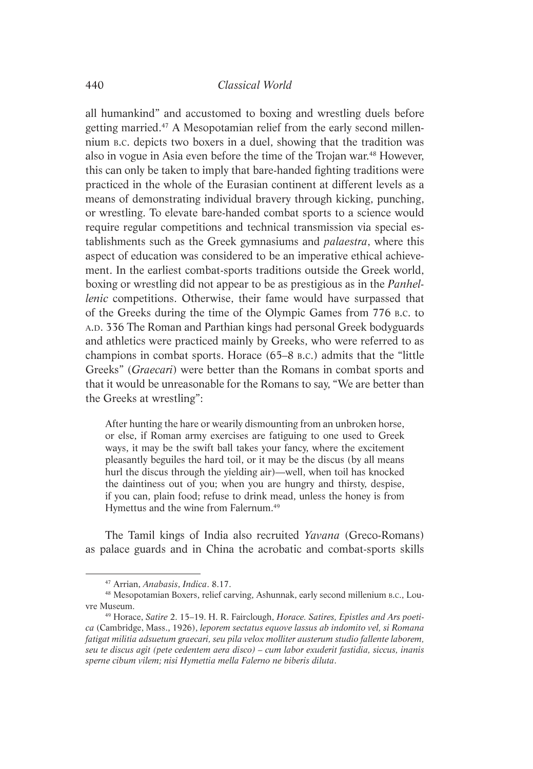all humankind" and accustomed to boxing and wrestling duels before getting married.[47] A Mesopotamian relief from the early second millennium B.C. depicts two boxers in a duel, showing that the tradition was also in vogue in Asia even before the time of the Trojan war.[48] However, this can only be taken to imply that bare-handed fighting traditions were practiced in the whole of the Eurasian continent at different levels as a means of demonstrating individual bravery through kicking, punching, or wrestling. To elevate bare-handed combat sports to a science would require regular competitions and technical transmission via special establishments such as the Greek gymnasiums and *palaestra*, where this aspect of education was considered to be an imperative ethical achievement. In the earliest combat-sports traditions outside the Greek world, boxing or wrestling did not appear to be as prestigious as in the *Panhellenic* competitions. Otherwise, their fame would have surpassed that of the Greeks during the time of the Olympic Games from 776 B.C. to A.D. 336 The Roman and Parthian kings had personal Greek bodyguards and athletics were practiced mainly by Greeks, who were referred to as champions in combat sports. Horace (65–8 B.C.) admits that the "little Greeks" (*Graecari*) were better than the Romans in combat sports and that it would be unreasonable for the Romans to say, "We are better than the Greeks at wrestling":

> After hunting the hare or wearily dismounting from an unbroken horse, or else, if Roman army exercises are fatiguing to one used to Greek ways, it may be the swift ball takes your fancy, where the excitement pleasantly beguiles the hard toil, or it may be the discus (by all means hurl the discus through the yielding air)—well, when toil has knocked the daintiness out of you; when you are hungry and thirsty, despise, if you can, plain food; refuse to drink mead, unless the honey is from Hymettus and the wine from Falernum.[49]

The Tamil kings of India also recruited *Yavana* (Greco-Romans) as palace guards and in China the acrobatic and combat-sports skills

---

[47] Arrian, *Anabasis*, *Indica*. 8.17.

[48] Mesopotamian Boxers, relief carving, Ashunnak, early second millenium B.C., Louvre Museum.

[49] Horace, *Satire* 2. 15–19. H. R. Fairclough, *Horace. Satires, Epistles and Ars poetica* (Cambridge, Mass., 1926), *leporem sectatus equove lassus ab indomito vel, si Romana fatigat militia adsuetum graecari, seu pila velox molliter austerum studio fallente laborem, seu te discus agit (pete cedentem aera disco) – cum labor exuderit fastidia, siccus, inanis sperne cibum vilem; nisi Hymettia mella Falerno ne biberis diluta*.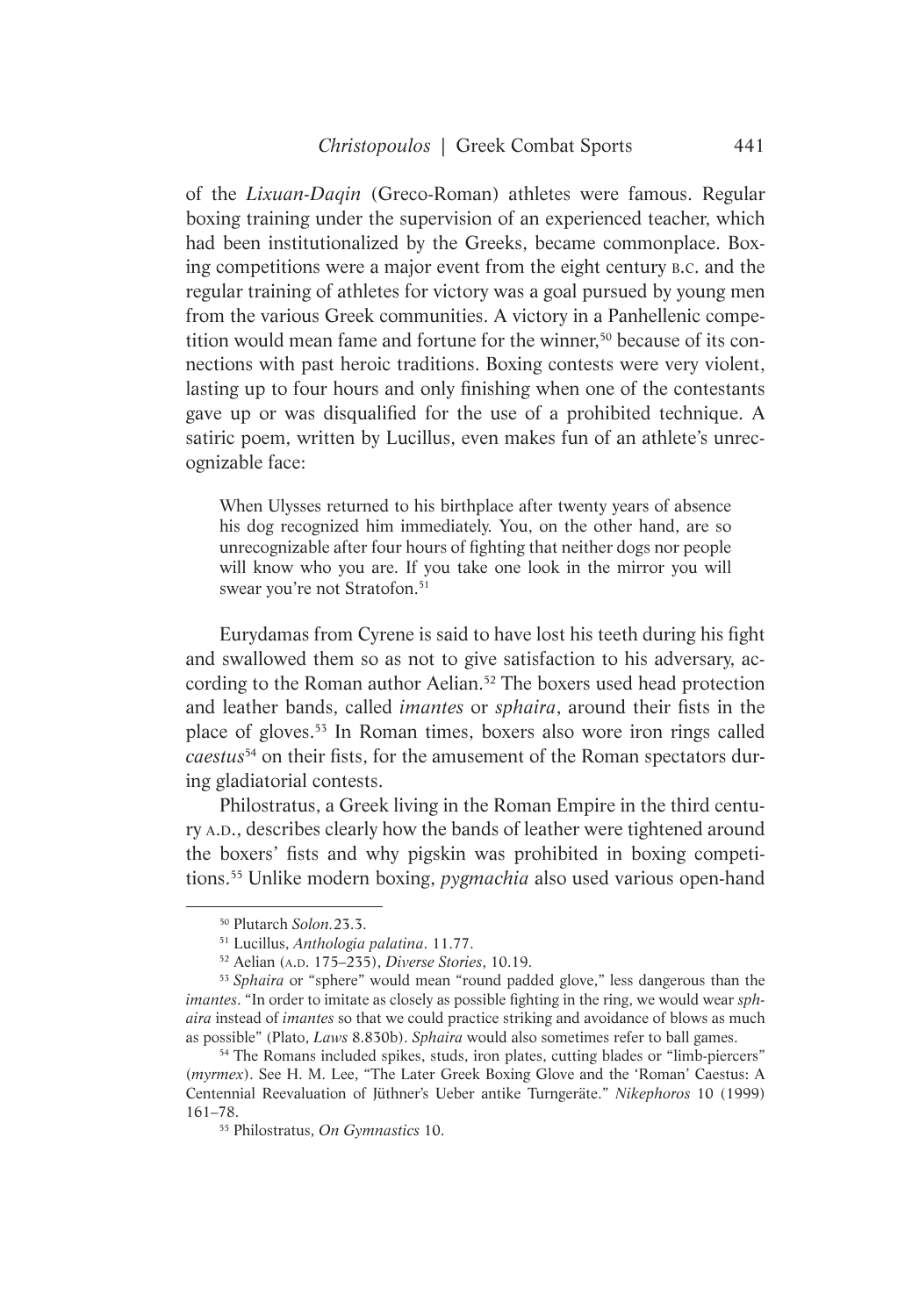of the *Lixuan-Daqin* (Greco-Roman) athletes were famous. Regular boxing training under the supervision of an experienced teacher, which had been institutionalized by the Greeks, became commonplace. Boxing competitions were a major event from the eight century B.C. and the regular training of athletes for victory was a goal pursued by young men from the various Greek communities. A victory in a Panhellenic competition would mean fame and fortune for the winner,[50] because of its connections with past heroic traditions. Boxing contests were very violent, lasting up to four hours and only finishing when one of the contestants gave up or was disqualified for the use of a prohibited technique. A satiric poem, written by Lucillus, even makes fun of an athlete's unrecognizable face:

> When Ulysses returned to his birthplace after twenty years of absence his dog recognized him immediately. You, on the other hand, are so unrecognizable after four hours of fighting that neither dogs nor people will know who you are. If you take one look in the mirror you will swear you're not Stratofon.[51]

Eurydamas from Cyrene is said to have lost his teeth during his fight and swallowed them so as not to give satisfaction to his adversary, according to the Roman author Aelian.[52] The boxers used head protection and leather bands, called *imantes* or *sphaira*, around their fists in the place of gloves.[53] In Roman times, boxers also wore iron rings called *caestus*[54] on their fists, for the amusement of the Roman spectators during gladiatorial contests.

Philostratus, a Greek living in the Roman Empire in the third century A.D., describes clearly how the bands of leather were tightened around the boxers' fists and why pigskin was prohibited in boxing competitions.[55] Unlike modern boxing, *pygmachia* also used various open-hand

---

[50] Plutarch *Solon.*23.3.

[51] Lucillus, *Anthologia palatina*. 11.77.

[52] Aelian (A.D. 175–235), *Diverse Stories*, 10.19.

[53] *Sphaira* or "sphere" would mean "round padded glove," less dangerous than the *imantes*. "In order to imitate as closely as possible fighting in the ring, we would wear *sphaira* instead of *imantes* so that we could practice striking and avoidance of blows as much as possible" (Plato, *Laws* 8.830b). *Sphaira* would also sometimes refer to ball games.

[54] The Romans included spikes, studs, iron plates, cutting blades or "limb-piercers" (*myrmex*). See H. M. Lee, "The Later Greek Boxing Glove and the 'Roman' Caestus: A Centennial Reevaluation of Jüthner's Ueber antike Turngeräte." *Nikephoros* 10 (1999) 161–78.

[55] Philostratus, *On Gymnastics* 10.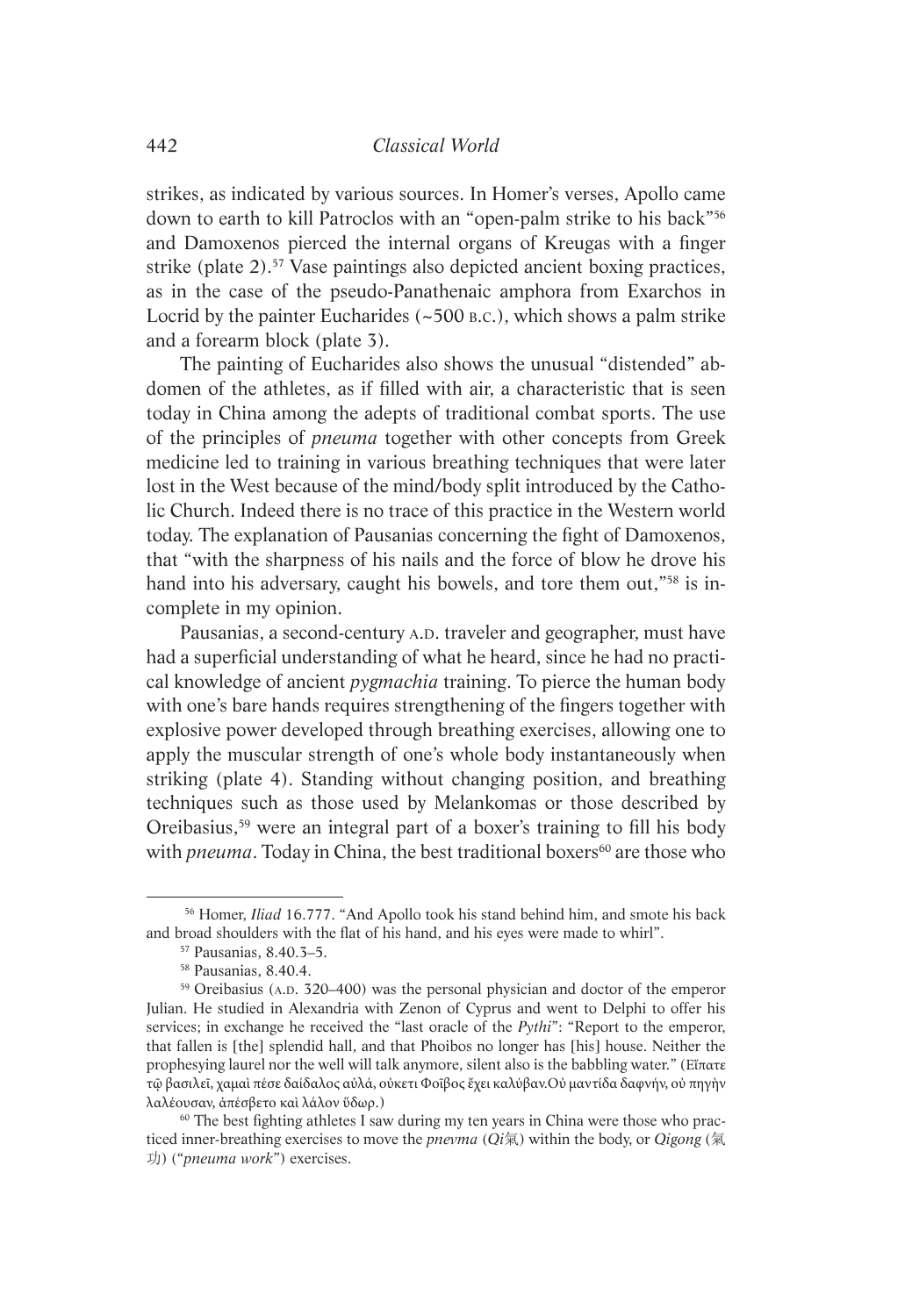strikes, as indicated by various sources. In Homer's verses, Apollo came down to earth to kill Patroclos with an "open-palm strike to his back"[56] and Damoxenos pierced the internal organs of Kreugas with a finger strike (plate 2).[57] Vase paintings also depicted ancient boxing practices, as in the case of the pseudo-Panathenaic amphora from Exarchos in Locrid by the painter Eucharides (~500 B.C.), which shows a palm strike and a forearm block (plate 3).

The painting of Eucharides also shows the unusual "distended" abdomen of the athletes, as if filled with air, a characteristic that is seen today in China among the adepts of traditional combat sports. The use of the principles of *pneuma* together with other concepts from Greek medicine led to training in various breathing techniques that were later lost in the West because of the mind/body split introduced by the Catholic Church. Indeed there is no trace of this practice in the Western world today. The explanation of Pausanias concerning the fight of Damoxenos, that "with the sharpness of his nails and the force of blow he drove his hand into his adversary, caught his bowels, and tore them out,"[58] is incomplete in my opinion.

Pausanias, a second-century A.D. traveler and geographer, must have had a superficial understanding of what he heard, since he had no practical knowledge of ancient *pygmachia* training. To pierce the human body with one's bare hands requires strengthening of the fingers together with explosive power developed through breathing exercises, allowing one to apply the muscular strength of one's whole body instantaneously when striking (plate 4). Standing without changing position, and breathing techniques such as those used by Melankomas or those described by Oreibasius,[59] were an integral part of a boxer's training to fill his body with *pneuma*. Today in China, the best traditional boxers[60] are those who

---

[56] Homer, *Iliad* 16.777. "And Apollo took his stand behind him, and smote his back and broad shoulders with the flat of his hand, and his eyes were made to whirl".

[57] Pausanias, 8.40.3–5.

[58] Pausanias, 8.40.4.

[59] Oreibasius (A.D. 320–400) was the personal physician and doctor of the emperor Julian. He studied in Alexandria with Zenon of Cyprus and went to Delphi to offer his services; in exchange he received the "last oracle of the *Pythi*": "Report to the emperor, that fallen is [the] splendid hall, and that Phoibos no longer has [his] house. Neither the prophesying laurel nor the well will talk anymore, silent also is the babbling water." (Εἴπατε τῷ βασιλεῖ, χαμαὶ πέσε δαίδαλος αὐλά, οὐκετι Φοῖβος ἔχει καλύβαν.Οὐ μαντίδα δαφνήν, οὐ πηγὴν λαλέουσαν, ἀπέσβετο καὶ λάλον ὕδωρ.)

[60] The best fighting athletes I saw during my ten years in China were those who practiced inner-breathing exercises to move the *pnevma* (*Qi*氣) within the body, or *Qigong* (氣功) ("*pneuma work*") exercises.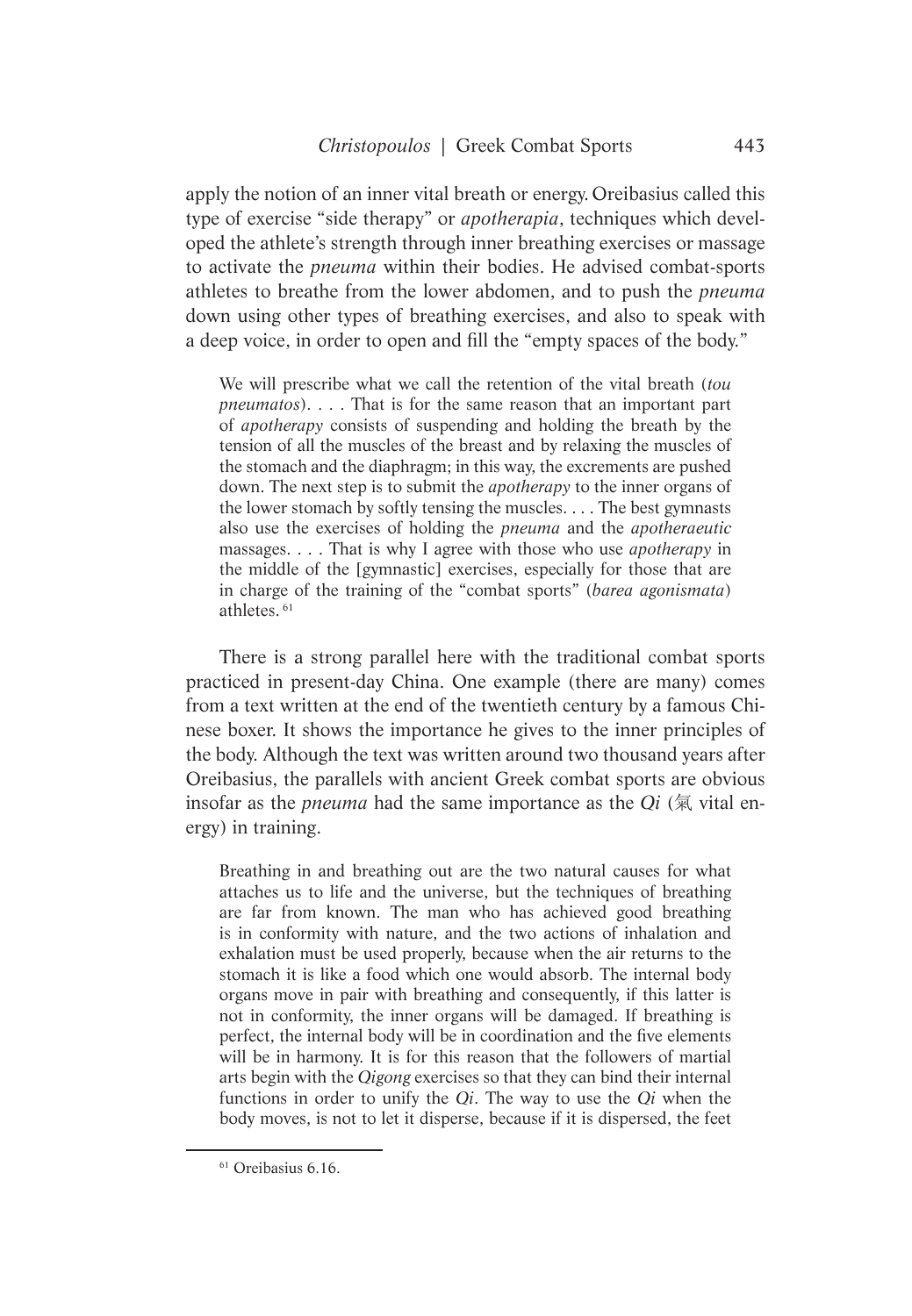apply the notion of an inner vital breath or energy. Oreibasius called this type of exercise "side therapy" or *apotherapia*, techniques which developed the athlete's strength through inner breathing exercises or massage to activate the *pneuma* within their bodies. He advised combat-sports athletes to breathe from the lower abdomen, and to push the *pneuma* down using other types of breathing exercises, and also to speak with a deep voice, in order to open and fill the "empty spaces of the body."

> We will prescribe what we call the retention of the vital breath (*tou pneumatos*). . . . That is for the same reason that an important part of *apotherapy* consists of suspending and holding the breath by the tension of all the muscles of the breast and by relaxing the muscles of the stomach and the diaphragm; in this way, the excrements are pushed down. The next step is to submit the *apotherapy* to the inner organs of the lower stomach by softly tensing the muscles. . . . The best gymnasts also use the exercises of holding the *pneuma* and the *apotheraeutic* massages. . . . That is why I agree with those who use *apotherapy* in the middle of the [gymnastic] exercises, especially for those that are in charge of the training of the "combat sports" (*barea agonismata*) athletes.[61]

There is a strong parallel here with the traditional combat sports practiced in present-day China. One example (there are many) comes from a text written at the end of the twentieth century by a famous Chinese boxer. It shows the importance he gives to the inner principles of the body. Although the text was written around two thousand years after Oreibasius, the parallels with ancient Greek combat sports are obvious insofar as the *pneuma* had the same importance as the *Qi* (氣 vital energy) in training.

> Breathing in and breathing out are the two natural causes for what attaches us to life and the universe, but the techniques of breathing are far from known. The man who has achieved good breathing is in conformity with nature, and the two actions of inhalation and exhalation must be used properly, because when the air returns to the stomach it is like a food which one would absorb. The internal body organs move in pair with breathing and consequently, if this latter is not in conformity, the inner organs will be damaged. If breathing is perfect, the internal body will be in coordination and the five elements will be in harmony. It is for this reason that the followers of martial arts begin with the *Qigong* exercises so that they can bind their internal functions in order to unify the *Qi*. The way to use the *Qi* when the body moves, is not to let it disperse, because if it is dispersed, the feet

[61] Oreibasius 6.16.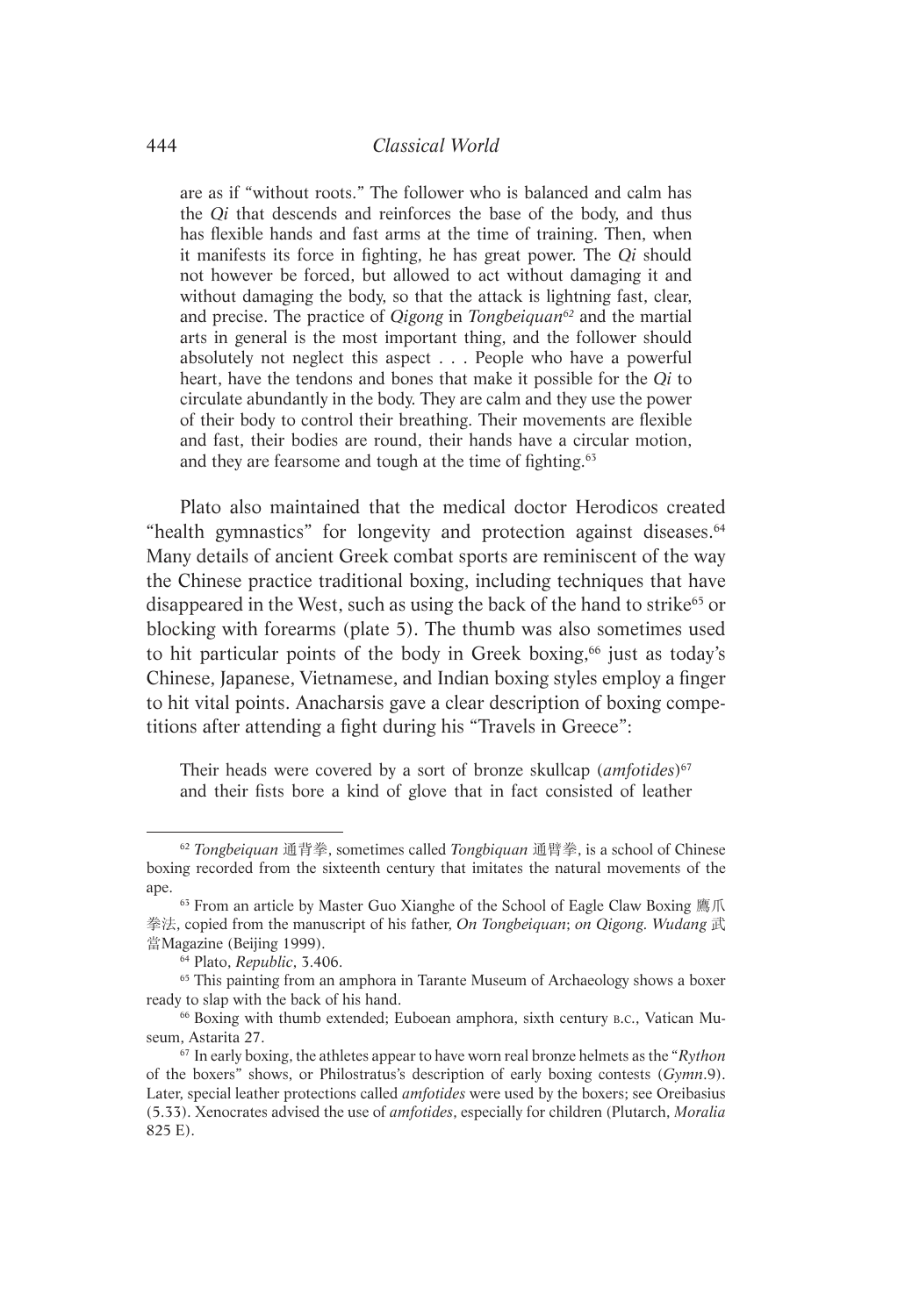are as if "without roots." The follower who is balanced and calm has the *Qi* that descends and reinforces the base of the body, and thus has flexible hands and fast arms at the time of training. Then, when it manifests its force in fighting, he has great power. The *Qi* should not however be forced, but allowed to act without damaging it and without damaging the body, so that the attack is lightning fast, clear, and precise. The practice of *Qigong* in *Tongbeiquan*[62] and the martial arts in general is the most important thing, and the follower should absolutely not neglect this aspect . . . People who have a powerful heart, have the tendons and bones that make it possible for the *Qi* to circulate abundantly in the body. They are calm and they use the power of their body to control their breathing. Their movements are flexible and fast, their bodies are round, their hands have a circular motion, and they are fearsome and tough at the time of fighting.[63]

Plato also maintained that the medical doctor Herodicos created "health gymnastics" for longevity and protection against diseases.[64] Many details of ancient Greek combat sports are reminiscent of the way the Chinese practice traditional boxing, including techniques that have disappeared in the West, such as using the back of the hand to strike[65] or blocking with forearms (plate 5). The thumb was also sometimes used to hit particular points of the body in Greek boxing,[66] just as today's Chinese, Japanese, Vietnamese, and Indian boxing styles employ a finger to hit vital points. Anacharsis gave a clear description of boxing competitions after attending a fight during his "Travels in Greece":

> Their heads were covered by a sort of bronze skullcap (*amfotides*)[67] and their fists bore a kind of glove that in fact consisted of leather

---

[62] *Tongbeiquan* 通背拳, sometimes called *Tongbiquan* 通臂拳, is a school of Chinese boxing recorded from the sixteenth century that imitates the natural movements of the ape.

[63] From an article by Master Guo Xianghe of the School of Eagle Claw Boxing 鹰爪拳法, copied from the manuscript of his father, *On Tongbeiquan*; *on Qigong*. *Wudang* 武當Magazine (Beijing 1999).

[64] Plato, *Republic*, 3.406.

[65] This painting from an amphora in Tarante Museum of Archaeology shows a boxer ready to slap with the back of his hand.

[66] Boxing with thumb extended; Euboean amphora, sixth century B.C., Vatican Museum, Astarita 27.

[67] In early boxing, the athletes appear to have worn real bronze helmets as the "*Rython* of the boxers" shows, or Philostratus's description of early boxing contests (*Gymn*.9). Later, special leather protections called *amfotides* were used by the boxers; see Oreibasius (5.33). Xenocrates advised the use of *amfotides*, especially for children (Plutarch, *Moralia* 825 E).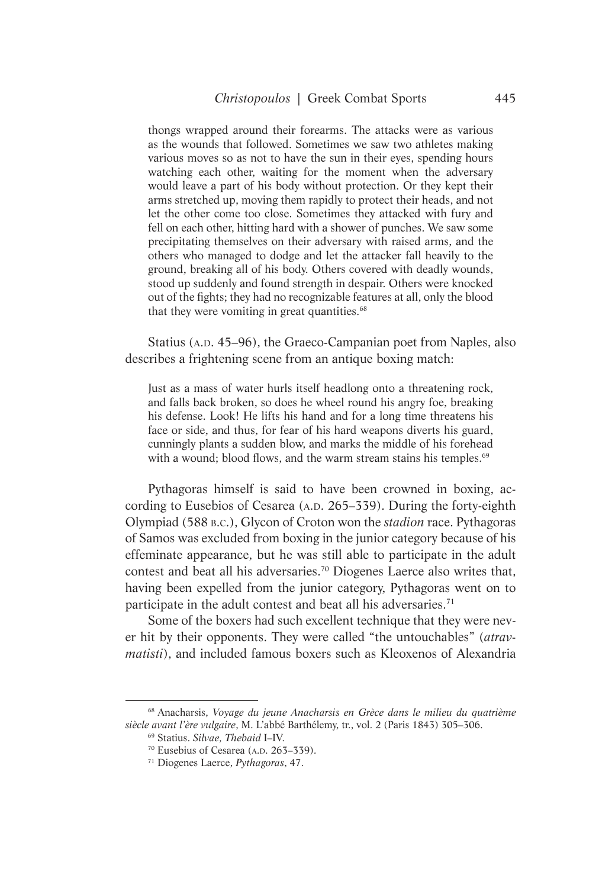> thongs wrapped around their forearms. The attacks were as various as the wounds that followed. Sometimes we saw two athletes making various moves so as not to have the sun in their eyes, spending hours watching each other, waiting for the moment when the adversary would leave a part of his body without protection. Or they kept their arms stretched up, moving them rapidly to protect their heads, and not let the other come too close. Sometimes they attacked with fury and fell on each other, hitting hard with a shower of punches. We saw some precipitating themselves on their adversary with raised arms, and the others who managed to dodge and let the attacker fall heavily to the ground, breaking all of his body. Others covered with deadly wounds, stood up suddenly and found strength in despair. Others were knocked out of the fights; they had no recognizable features at all, only the blood that they were vomiting in great quantities.[68]

Statius (A.D. 45–96), the Graeco-Campanian poet from Naples, also describes a frightening scene from an antique boxing match:

> Just as a mass of water hurls itself headlong onto a threatening rock, and falls back broken, so does he wheel round his angry foe, breaking his defense. Look! He lifts his hand and for a long time threatens his face or side, and thus, for fear of his hard weapons diverts his guard, cunningly plants a sudden blow, and marks the middle of his forehead with a wound; blood flows, and the warm stream stains his temples.[69]

Pythagoras himself is said to have been crowned in boxing, according to Eusebios of Cesarea (A.D. 265–339). During the forty-eighth Olympiad (588 B.C.), Glycon of Croton won the *stadion* race. Pythagoras of Samos was excluded from boxing in the junior category because of his effeminate appearance, but he was still able to participate in the adult contest and beat all his adversaries.[70] Diogenes Laerce also writes that, having been expelled from the junior category, Pythagoras went on to participate in the adult contest and beat all his adversaries.[71]

Some of the boxers had such excellent technique that they were never hit by their opponents. They were called "the untouchables" (*atravmatisti*), and included famous boxers such as Kleoxenos of Alexandria

---

[68] Anacharsis, *Voyage du jeune Anacharsis en Grèce dans le milieu du quatrième siècle avant l'ère vulgaire*, M. L'abbé Barthélemy, tr., vol. 2 (Paris 1843) 305–306.

[69] Statius. *Silvae, Thebaid* I–IV.

[70] Eusebius of Cesarea (A.D. 263–339).

[71] Diogenes Laerce, *Pythagoras*, 47.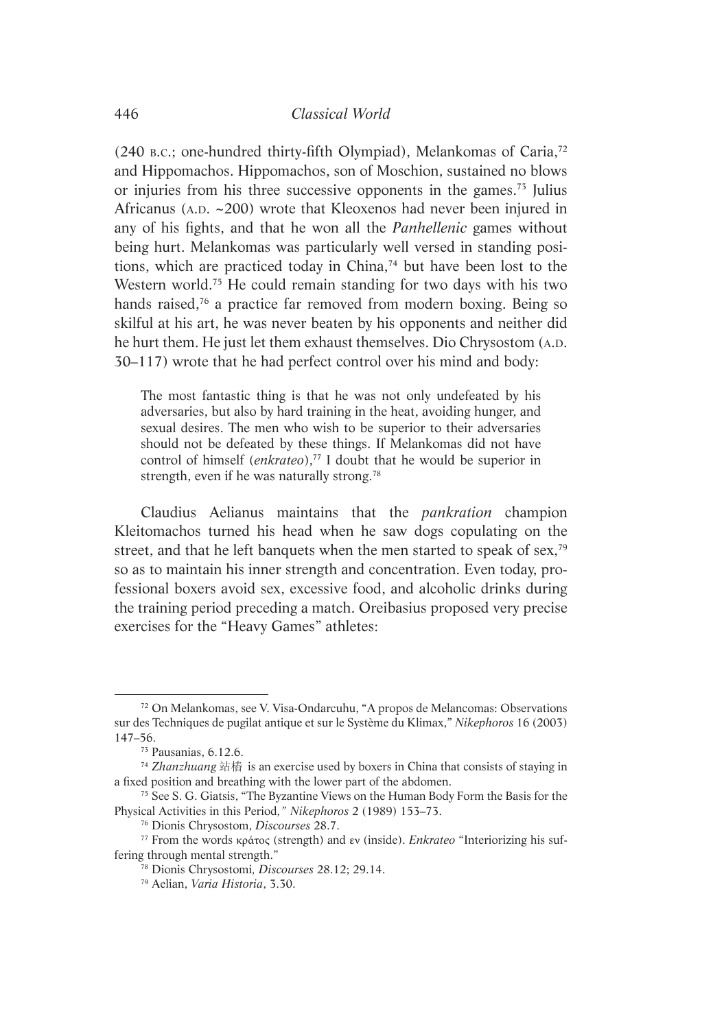(240 B.C.; one-hundred thirty-fifth Olympiad), Melankomas of Caria,[72] and Hippomachos. Hippomachos, son of Moschion, sustained no blows or injuries from his three successive opponents in the games.[73] Julius Africanus (A.D. ~200) wrote that Kleoxenos had never been injured in any of his fights, and that he won all the *Panhellenic* games without being hurt. Melankomas was particularly well versed in standing positions, which are practiced today in China,[74] but have been lost to the Western world.[75] He could remain standing for two days with his two hands raised,[76] a practice far removed from modern boxing. Being so skilful at his art, he was never beaten by his opponents and neither did he hurt them. He just let them exhaust themselves. Dio Chrysostom (A.D. 30–117) wrote that he had perfect control over his mind and body:

> The most fantastic thing is that he was not only undefeated by his adversaries, but also by hard training in the heat, avoiding hunger, and sexual desires. The men who wish to be superior to their adversaries should not be defeated by these things. If Melankomas did not have control of himself (*enkrateo*),[77] I doubt that he would be superior in strength, even if he was naturally strong.[78]

Claudius Aelianus maintains that the *pankration* champion Kleitomachos turned his head when he saw dogs copulating on the street, and that he left banquets when the men started to speak of sex,[79] so as to maintain his inner strength and concentration. Even today, professional boxers avoid sex, excessive food, and alcoholic drinks during the training period preceding a match. Oreibasius proposed very precise exercises for the "Heavy Games" athletes:

---

[72] On Melankomas, see V. Visa-Ondarcuhu, "A propos de Melancomas: Observations sur des Techniques de pugilat antique et sur le Système du Klimax," *Nikephoros* 16 (2003) 147–56.

[73] Pausanias, 6.12.6.

[74] *Zhanzhuang* 站樁 is an exercise used by boxers in China that consists of staying in a fixed position and breathing with the lower part of the abdomen.

[75] See S. G. Giatsis, "The Byzantine Views on the Human Body Form the Basis for the Physical Activities in this Period*," Nikephoros* 2 (1989) 153–73.

[76] Dionis Chrysostom, *Discourses* 28.7.

[77] From the words κράτος (strength) and εν (inside). *Enkrateo* "Interiorizing his suffering through mental strength."

[78] Dionis Chrysostomi*, Discourses* 28.12; 29.14.

[79] Aelian, *Varia Historia*, 3.30.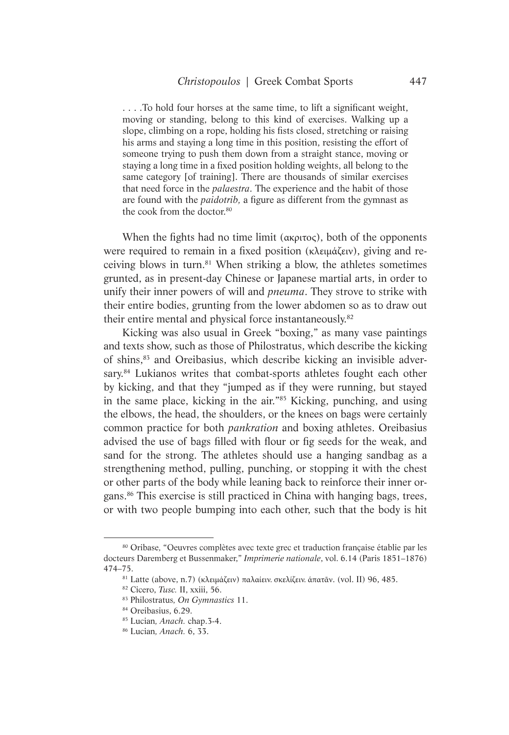> . . . .To hold four horses at the same time, to lift a significant weight, moving or standing, belong to this kind of exercises. Walking up a slope, climbing on a rope, holding his fists closed, stretching or raising his arms and staying a long time in this position, resisting the effort of someone trying to push them down from a straight stance, moving or staying a long time in a fixed position holding weights, all belong to the same category [of training]. There are thousands of similar exercises that need force in the *palaestra*. The experience and the habit of those are found with the *paidotrib,* a figure as different from the gymnast as the cook from the doctor.[80]

When the fights had no time limit (ακριτος), both of the opponents were required to remain in a fixed position (κλειμάζειν), giving and receiving blows in turn.[81] When striking a blow, the athletes sometimes grunted, as in present-day Chinese or Japanese martial arts, in order to unify their inner powers of will and *pneuma*. They strove to strike with their entire bodies, grunting from the lower abdomen so as to draw out their entire mental and physical force instantaneously.[82]

Kicking was also usual in Greek "boxing," as many vase paintings and texts show, such as those of Philostratus, which describe the kicking of shins,[83] and Oreibasius, which describe kicking an invisible adversary.[84] Lukianos writes that combat-sports athletes fought each other by kicking, and that they "jumped as if they were running, but stayed in the same place, kicking in the air."[85] Kicking, punching, and using the elbows, the head, the shoulders, or the knees on bags were certainly common practice for both *pankration* and boxing athletes. Oreibasius advised the use of bags filled with flour or fig seeds for the weak, and sand for the strong. The athletes should use a hanging sandbag as a strengthening method, pulling, punching, or stopping it with the chest or other parts of the body while leaning back to reinforce their inner organs.[86] This exercise is still practiced in China with hanging bags, trees, or with two people bumping into each other, such that the body is hit

---

[80] Oribase, "Oeuvres complètes avec texte grec et traduction française établie par les docteurs Daremberg et Bussenmaker," *Imprimerie nationale*, vol. 6.14 (Paris 1851–1876) 474–75.

[81] Latte (above, n.7) (κλειμάζειν) παλαίειν. σκελίζειν. ἀπατᾶν. (vol. II) 96, 485.

[82] Cicero, *Tusc.* II, xxiii, 56.

[83] Philostratus, *On Gymnastics* 11.

[84] Oreibasius, 6.29.

[85] Lucian, *Anach.* chap.3-4.

[86] Lucian, *Anach.* 6, 33.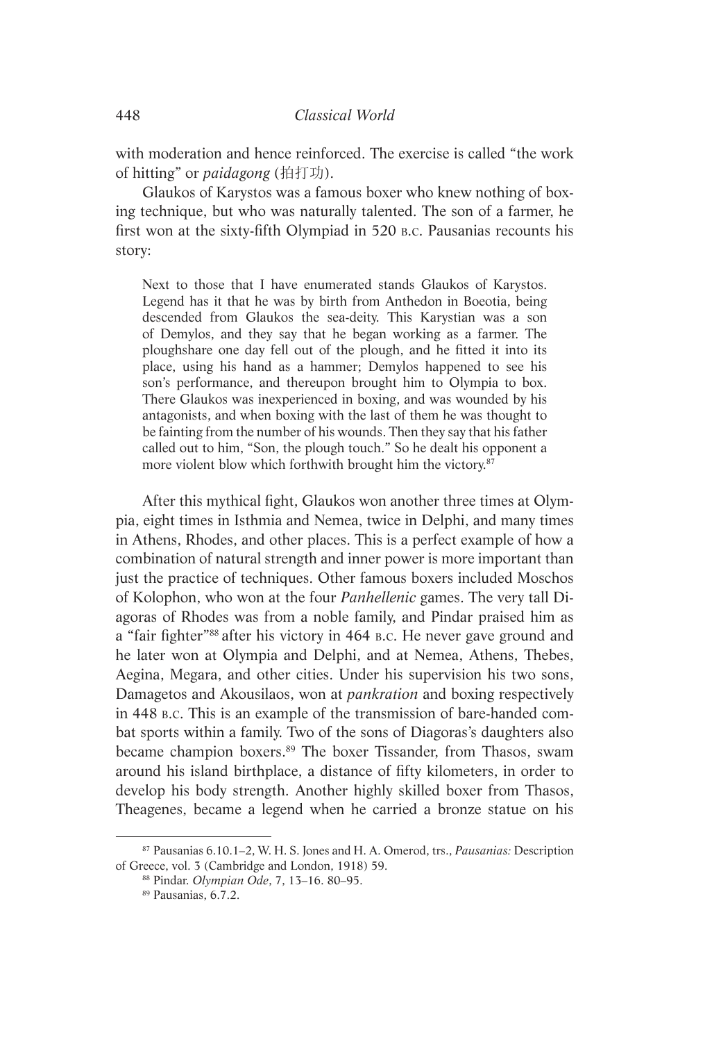with moderation and hence reinforced. The exercise is called "the work of hitting" or *paidagong* (拍打功).

Glaukos of Karystos was a famous boxer who knew nothing of boxing technique, but who was naturally talented. The son of a farmer, he first won at the sixty-fifth Olympiad in 520 B.C. Pausanias recounts his story:

> Next to those that I have enumerated stands Glaukos of Karystos. Legend has it that he was by birth from Anthedon in Boeotia, being descended from Glaukos the sea-deity. This Karystian was a son of Demylos, and they say that he began working as a farmer. The ploughshare one day fell out of the plough, and he fitted it into its place, using his hand as a hammer; Demylos happened to see his son's performance, and thereupon brought him to Olympia to box. There Glaukos was inexperienced in boxing, and was wounded by his antagonists, and when boxing with the last of them he was thought to be fainting from the number of his wounds. Then they say that his father called out to him, "Son, the plough touch." So he dealt his opponent a more violent blow which forthwith brought him the victory.[87]

After this mythical fight, Glaukos won another three times at Olympia, eight times in Isthmia and Nemea, twice in Delphi, and many times in Athens, Rhodes, and other places. This is a perfect example of how a combination of natural strength and inner power is more important than just the practice of techniques. Other famous boxers included Moschos of Kolophon, who won at the four *Panhellenic* games. The very tall Diagoras of Rhodes was from a noble family, and Pindar praised him as a "fair fighter"[88] after his victory in 464 B.C. He never gave ground and he later won at Olympia and Delphi, and at Nemea, Athens, Thebes, Aegina, Megara, and other cities. Under his supervision his two sons, Damagetos and Akousilaos, won at *pankration* and boxing respectively in 448 B.C. This is an example of the transmission of bare-handed combat sports within a family. Two of the sons of Diagoras's daughters also became champion boxers.[89] The boxer Tissander, from Thasos, swam around his island birthplace, a distance of fifty kilometers, in order to develop his body strength. Another highly skilled boxer from Thasos, Theagenes, became a legend when he carried a bronze statue on his

---

[87] Pausanias 6.10.1–2, W. H. S. Jones and H. A. Omerod, trs., *Pausanias:* Description of Greece, vol. 3 (Cambridge and London, 1918) 59.

[88] Pindar. *Olympian Ode*, 7, 13–16. 80–95.

[89] Pausanias, 6.7.2.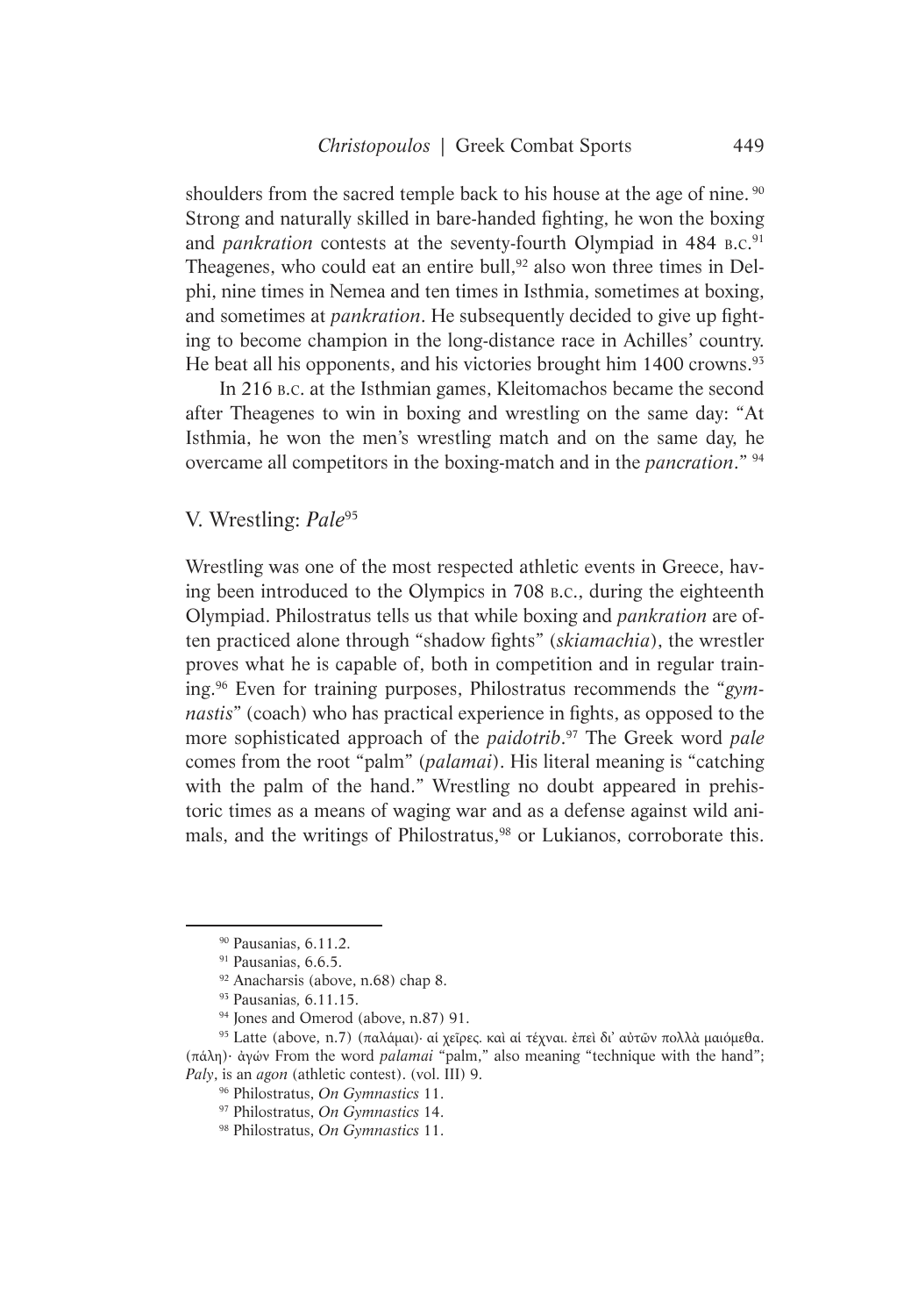shoulders from the sacred temple back to his house at the age of nine. [90] Strong and naturally skilled in bare-handed fighting, he won the boxing and *pankration* contests at the seventy-fourth Olympiad in 484 B.C.[91] Theagenes, who could eat an entire bull,[92] also won three times in Delphi, nine times in Nemea and ten times in Isthmia, sometimes at boxing, and sometimes at *pankration*. He subsequently decided to give up fighting to become champion in the long-distance race in Achilles' country. He beat all his opponents, and his victories brought him 1400 crowns.[93]

In 216 B.C. at the Isthmian games, Kleitomachos became the second after Theagenes to win in boxing and wrestling on the same day: "At Isthmia, he won the men's wrestling match and on the same day, he overcame all competitors in the boxing-match and in the *pancration*." [94]

## V. Wrestling: *Pale*[95]

Wrestling was one of the most respected athletic events in Greece, having been introduced to the Olympics in 708 B.C., during the eighteenth Olympiad. Philostratus tells us that while boxing and *pankration* are often practiced alone through "shadow fights" (*skiamachia*), the wrestler proves what he is capable of, both in competition and in regular training.[96] Even for training purposes, Philostratus recommends the "*gymnastis*" (coach) who has practical experience in fights, as opposed to the more sophisticated approach of the *paidotrib*.[97] The Greek word *pale* comes from the root "palm" (*palamai*). His literal meaning is "catching with the palm of the hand." Wrestling no doubt appeared in prehistoric times as a means of waging war and as a defense against wild animals, and the writings of Philostratus,[98] or Lukianos, corroborate this.

---

[90] Pausanias, 6.11.2.

[91] Pausanias, 6.6.5.

[92] Anacharsis (above, n.68) chap 8.

[93] Pausanias, 6.11.15.

[94] Jones and Omerod (above, n.87) 91.

[95] Latte (above, n.7) (παλάμαι)· αἱ χεῖρες. καὶ αἱ τέχναι. ἐπεὶ δι' αὐτῶν πολλὰ μαιόμεθα. (πάλη)· ἀγών From the word *palamai* "palm," also meaning "technique with the hand"; *Paly*, is an *agon* (athletic contest). (vol. III) 9.

[96] Philostratus, *On Gymnastics* 11.

[97] Philostratus, *On Gymnastics* 14.

[98] Philostratus, *On Gymnastics* 11.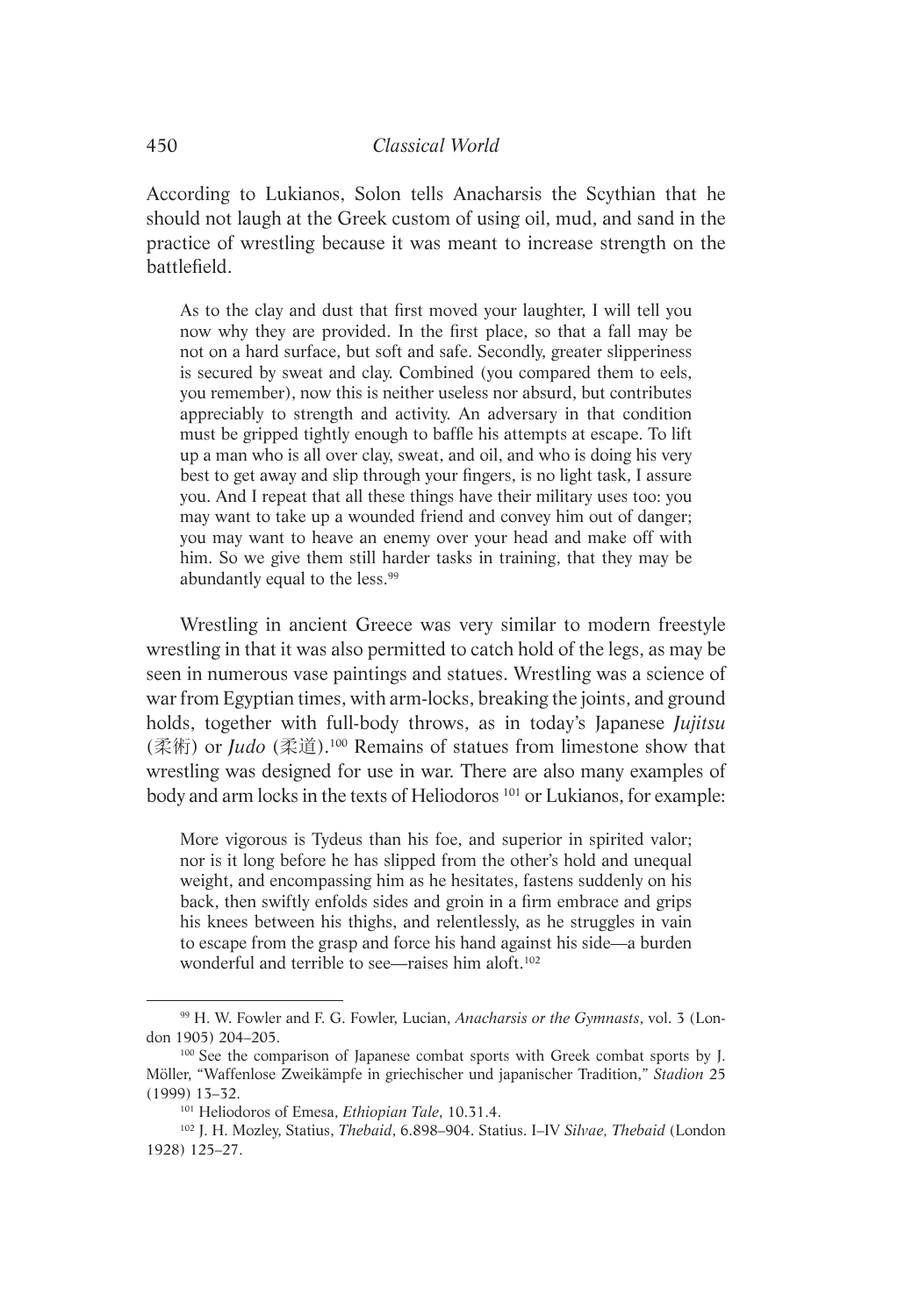According to Lukianos, Solon tells Anacharsis the Scythian that he should not laugh at the Greek custom of using oil, mud, and sand in the practice of wrestling because it was meant to increase strength on the battlefield.

> As to the clay and dust that first moved your laughter, I will tell you now why they are provided. In the first place, so that a fall may be not on a hard surface, but soft and safe. Secondly, greater slipperiness is secured by sweat and clay. Combined (you compared them to eels, you remember), now this is neither useless nor absurd, but contributes appreciably to strength and activity. An adversary in that condition must be gripped tightly enough to baffle his attempts at escape. To lift up a man who is all over clay, sweat, and oil, and who is doing his very best to get away and slip through your fingers, is no light task, I assure you. And I repeat that all these things have their military uses too: you may want to take up a wounded friend and convey him out of danger; you may want to heave an enemy over your head and make off with him. So we give them still harder tasks in training, that they may be abundantly equal to the less.[99]

Wrestling in ancient Greece was very similar to modern freestyle wrestling in that it was also permitted to catch hold of the legs, as may be seen in numerous vase paintings and statues. Wrestling was a science of war from Egyptian times, with arm-locks, breaking the joints, and ground holds, together with full-body throws, as in today's Japanese *Jujitsu* (柔術) or *Judo* (柔道).[100] Remains of statues from limestone show that wrestling was designed for use in war. There are also many examples of body and arm locks in the texts of Heliodoros [101] or Lukianos, for example:

> More vigorous is Tydeus than his foe, and superior in spirited valor; nor is it long before he has slipped from the other's hold and unequal weight, and encompassing him as he hesitates, fastens suddenly on his back, then swiftly enfolds sides and groin in a firm embrace and grips his knees between his thighs, and relentlessly, as he struggles in vain to escape from the grasp and force his hand against his side—a burden wonderful and terrible to see—raises him aloft.[102]

---

[99] H. W. Fowler and F. G. Fowler, Lucian, *Anacharsis or the Gymnasts*, vol. 3 (London 1905) 204–205.

[100] See the comparison of Japanese combat sports with Greek combat sports by J. Möller, "Waffenlose Zweikämpfe in griechischer und japanischer Tradition," *Stadion* 25 (1999) 13–32.

[101] Heliodoros of Emesa, *Ethiopian Tale*, 10.31.4.

[102] J. H. Mozley, Statius, *Thebaid*, 6.898–904. Statius. I–IV *Silvae, Thebaid* (London 1928) 125–27.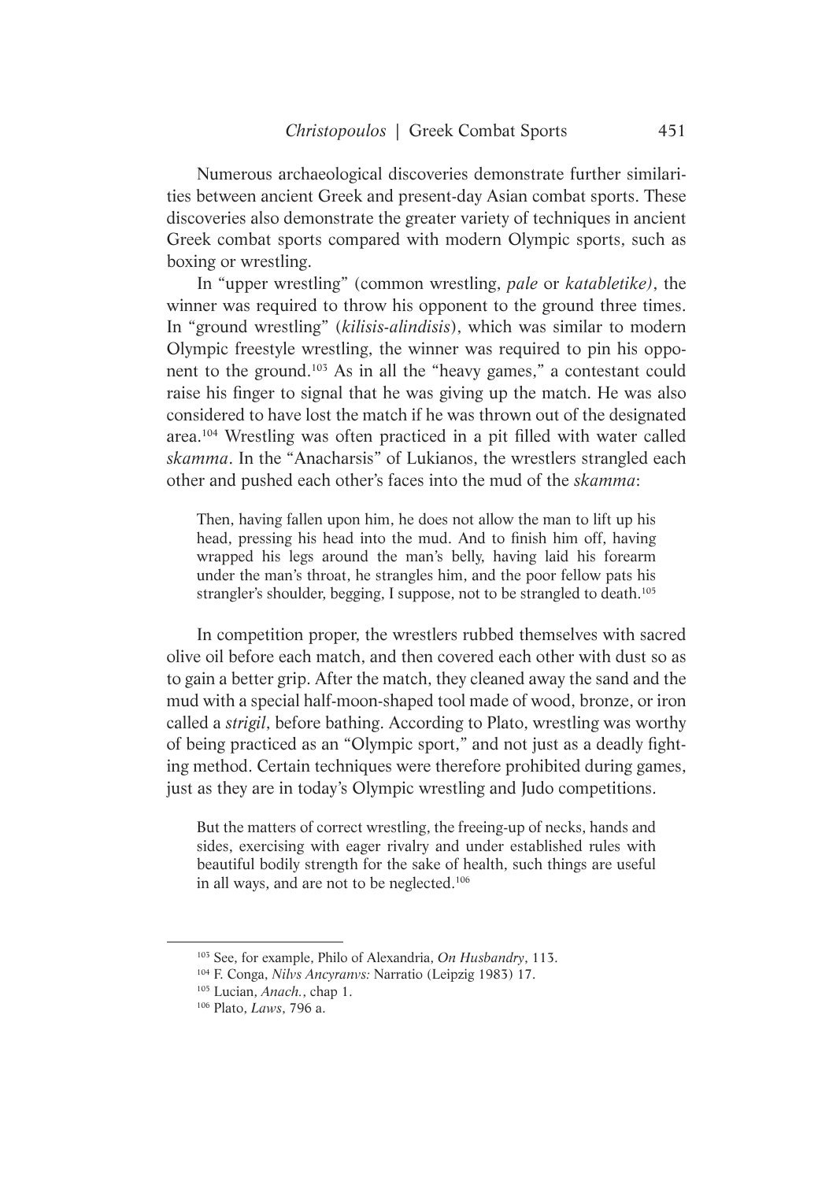Numerous archaeological discoveries demonstrate further similarities between ancient Greek and present-day Asian combat sports. These discoveries also demonstrate the greater variety of techniques in ancient Greek combat sports compared with modern Olympic sports, such as boxing or wrestling.

In "upper wrestling" (common wrestling, *pale* or *katabletike)*, the winner was required to throw his opponent to the ground three times. In "ground wrestling" (*kilisis-alindisis*), which was similar to modern Olympic freestyle wrestling, the winner was required to pin his opponent to the ground.[103] As in all the "heavy games," a contestant could raise his finger to signal that he was giving up the match. He was also considered to have lost the match if he was thrown out of the designated area.[104] Wrestling was often practiced in a pit filled with water called *skamma*. In the "Anacharsis" of Lukianos, the wrestlers strangled each other and pushed each other's faces into the mud of the *skamma*:

> Then, having fallen upon him, he does not allow the man to lift up his head, pressing his head into the mud. And to finish him off, having wrapped his legs around the man's belly, having laid his forearm under the man's throat, he strangles him, and the poor fellow pats his strangler's shoulder, begging, I suppose, not to be strangled to death.[105]

In competition proper, the wrestlers rubbed themselves with sacred olive oil before each match, and then covered each other with dust so as to gain a better grip. After the match, they cleaned away the sand and the mud with a special half-moon-shaped tool made of wood, bronze, or iron called a *strigil*, before bathing. According to Plato, wrestling was worthy of being practiced as an "Olympic sport," and not just as a deadly fighting method. Certain techniques were therefore prohibited during games, just as they are in today's Olympic wrestling and Judo competitions.

> But the matters of correct wrestling, the freeing-up of necks, hands and sides, exercising with eager rivalry and under established rules with beautiful bodily strength for the sake of health, such things are useful in all ways, and are not to be neglected.[106]

---

[103] See, for example, Philo of Alexandria, *On Husbandry*, 113.

[104] F. Conga, *Nilvs Ancyranvs:* Narratio (Leipzig 1983) 17.

[105] Lucian, *Anach.*, chap 1.

[106] Plato, *Laws*, 796 a.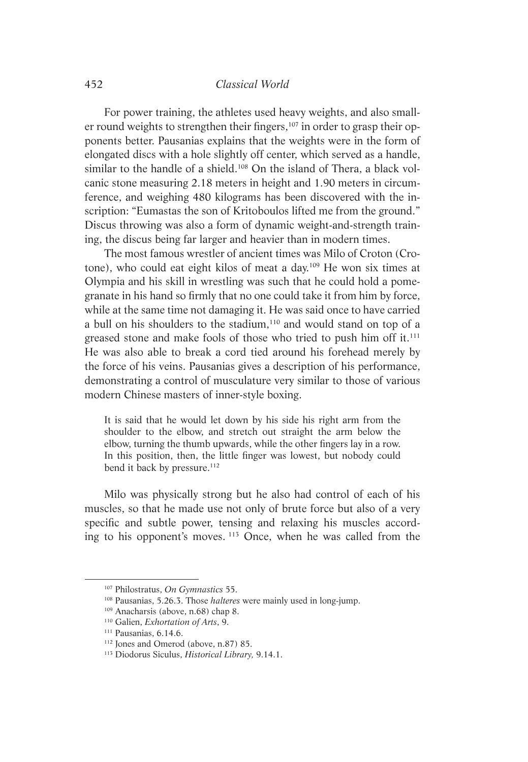For power training, the athletes used heavy weights, and also smaller round weights to strengthen their fingers,[107] in order to grasp their opponents better. Pausanias explains that the weights were in the form of elongated discs with a hole slightly off center, which served as a handle, similar to the handle of a shield.[108] On the island of Thera, a black volcanic stone measuring 2.18 meters in height and 1.90 meters in circumference, and weighing 480 kilograms has been discovered with the inscription: "Eumastas the son of Kritoboulos lifted me from the ground." Discus throwing was also a form of dynamic weight-and-strength training, the discus being far larger and heavier than in modern times.

The most famous wrestler of ancient times was Milo of Croton (Crotone), who could eat eight kilos of meat a day.[109] He won six times at Olympia and his skill in wrestling was such that he could hold a pomegranate in his hand so firmly that no one could take it from him by force, while at the same time not damaging it. He was said once to have carried a bull on his shoulders to the stadium,[110] and would stand on top of a greased stone and make fools of those who tried to push him off it.[111] He was also able to break a cord tied around his forehead merely by the force of his veins. Pausanias gives a description of his performance, demonstrating a control of musculature very similar to those of various modern Chinese masters of inner-style boxing.

> It is said that he would let down by his side his right arm from the shoulder to the elbow, and stretch out straight the arm below the elbow, turning the thumb upwards, while the other fingers lay in a row. In this position, then, the little finger was lowest, but nobody could bend it back by pressure.[112]

Milo was physically strong but he also had control of each of his muscles, so that he made use not only of brute force but also of a very specific and subtle power, tensing and relaxing his muscles according to his opponent's moves. [113] Once, when he was called from the

---

[107] Philostratus, *On Gymnastics* 55.

[108] Pausanias, 5.26.3. Those *halteres* were mainly used in long-jump.

[109] Anacharsis (above, n.68) chap 8.

[110] Galien, *Exhortation of Arts*, 9.

[111] Pausanias, 6.14.6.

[112] Jones and Omerod (above, n.87) 85.

[113] Diodorus Siculus, *Historical Library,* 9.14.1.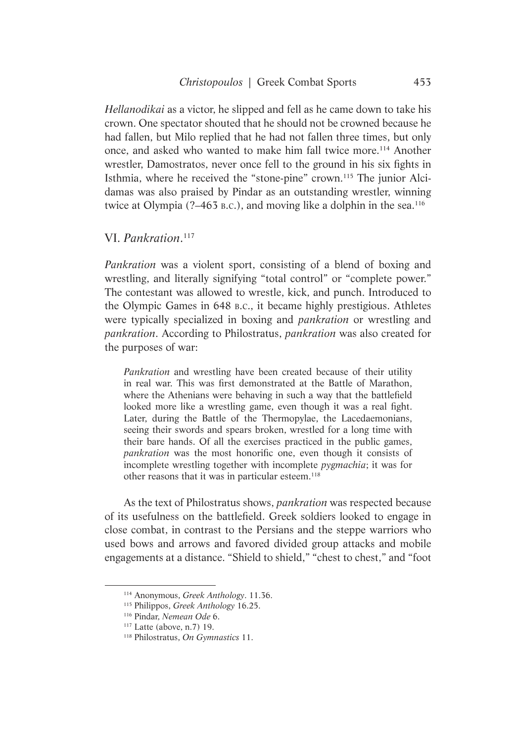*Hellanodikai* as a victor, he slipped and fell as he came down to take his crown. One spectator shouted that he should not be crowned because he had fallen, but Milo replied that he had not fallen three times, but only once, and asked who wanted to make him fall twice more.[114] Another wrestler, Damostratos, never once fell to the ground in his six fights in Isthmia, where he received the "stone-pine" crown.[115] The junior Alcidamas was also praised by Pindar as an outstanding wrestler, winning twice at Olympia (?–463 B.C.), and moving like a dolphin in the sea.[116]

## VI. *Pankration*.[117]

*Pankration* was a violent sport, consisting of a blend of boxing and wrestling, and literally signifying "total control" or "complete power." The contestant was allowed to wrestle, kick, and punch. Introduced to the Olympic Games in 648 B.C., it became highly prestigious. Athletes were typically specialized in boxing and *pankration* or wrestling and *pankration*. According to Philostratus, *pankration* was also created for the purposes of war:

> *Pankration* and wrestling have been created because of their utility in real war. This was first demonstrated at the Battle of Marathon, where the Athenians were behaving in such a way that the battlefield looked more like a wrestling game, even though it was a real fight. Later, during the Battle of the Thermopylae, the Lacedaemonians, seeing their swords and spears broken, wrestled for a long time with their bare hands. Of all the exercises practiced in the public games, *pankration* was the most honorific one, even though it consists of incomplete wrestling together with incomplete *pygmachia*; it was for other reasons that it was in particular esteem.[118]

As the text of Philostratus shows, *pankration* was respected because of its usefulness on the battlefield. Greek soldiers looked to engage in close combat, in contrast to the Persians and the steppe warriors who used bows and arrows and favored divided group attacks and mobile engagements at a distance. "Shield to shield," "chest to chest," and "foot

---

[114] Anonymous, *Greek Anthology*. 11.36.

[115] Philippos, *Greek Anthology* 16.25.

[116] Pindar, *Nemean Ode* 6.

[117] Latte (above, n.7) 19.

[118] Philostratus, *On Gymnastics* 11.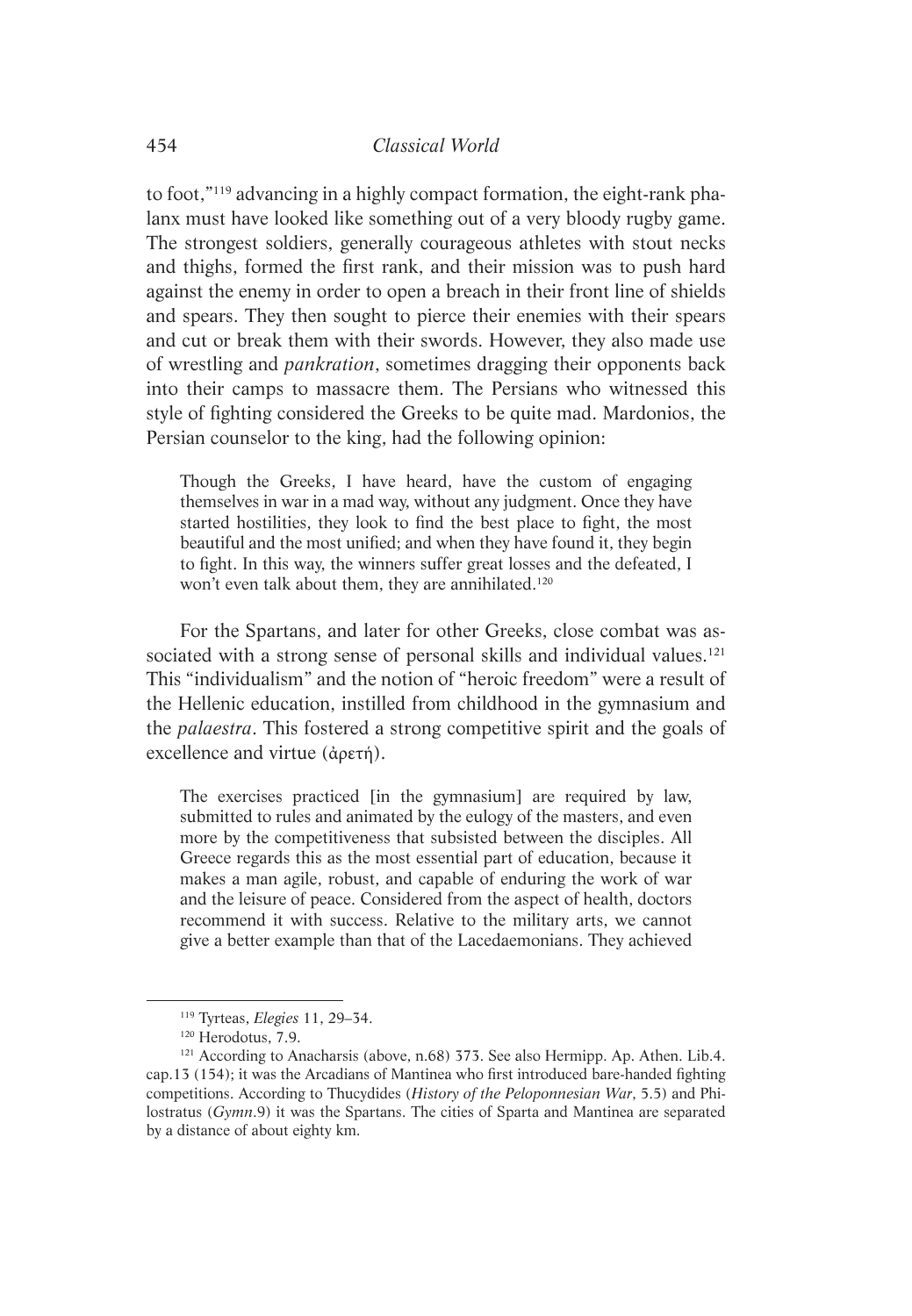to foot,"[119] advancing in a highly compact formation, the eight-rank phalanx must have looked like something out of a very bloody rugby game. The strongest soldiers, generally courageous athletes with stout necks and thighs, formed the first rank, and their mission was to push hard against the enemy in order to open a breach in their front line of shields and spears. They then sought to pierce their enemies with their spears and cut or break them with their swords. However, they also made use of wrestling and *pankration*, sometimes dragging their opponents back into their camps to massacre them. The Persians who witnessed this style of fighting considered the Greeks to be quite mad. Mardonios, the Persian counselor to the king, had the following opinion:

> Though the Greeks, I have heard, have the custom of engaging themselves in war in a mad way, without any judgment. Once they have started hostilities, they look to find the best place to fight, the most beautiful and the most unified; and when they have found it, they begin to fight. In this way, the winners suffer great losses and the defeated, I won't even talk about them, they are annihilated.[120]

For the Spartans, and later for other Greeks, close combat was associated with a strong sense of personal skills and individual values.[121] This "individualism" and the notion of "heroic freedom" were a result of the Hellenic education, instilled from childhood in the gymnasium and the *palaestra*. This fostered a strong competitive spirit and the goals of excellence and virtue (ἀρετή).

> The exercises practiced [in the gymnasium] are required by law, submitted to rules and animated by the eulogy of the masters, and even more by the competitiveness that subsisted between the disciples. All Greece regards this as the most essential part of education, because it makes a man agile, robust, and capable of enduring the work of war and the leisure of peace. Considered from the aspect of health, doctors recommend it with success. Relative to the military arts, we cannot give a better example than that of the Lacedaemonians. They achieved

---

[119] Tyrteas, *Elegies* 11, 29–34.

[120] Herodotus, 7.9.

[121] According to Anacharsis (above, n.68) 373. See also Hermipp. Ap. Athen. Lib.4. cap.13 (154); it was the Arcadians of Mantinea who first introduced bare-handed fighting competitions. According to Thucydides (*History of the Peloponnesian War*, 5.5) and Philostratus (*Gymn*.9) it was the Spartans. The cities of Sparta and Mantinea are separated by a distance of about eighty km.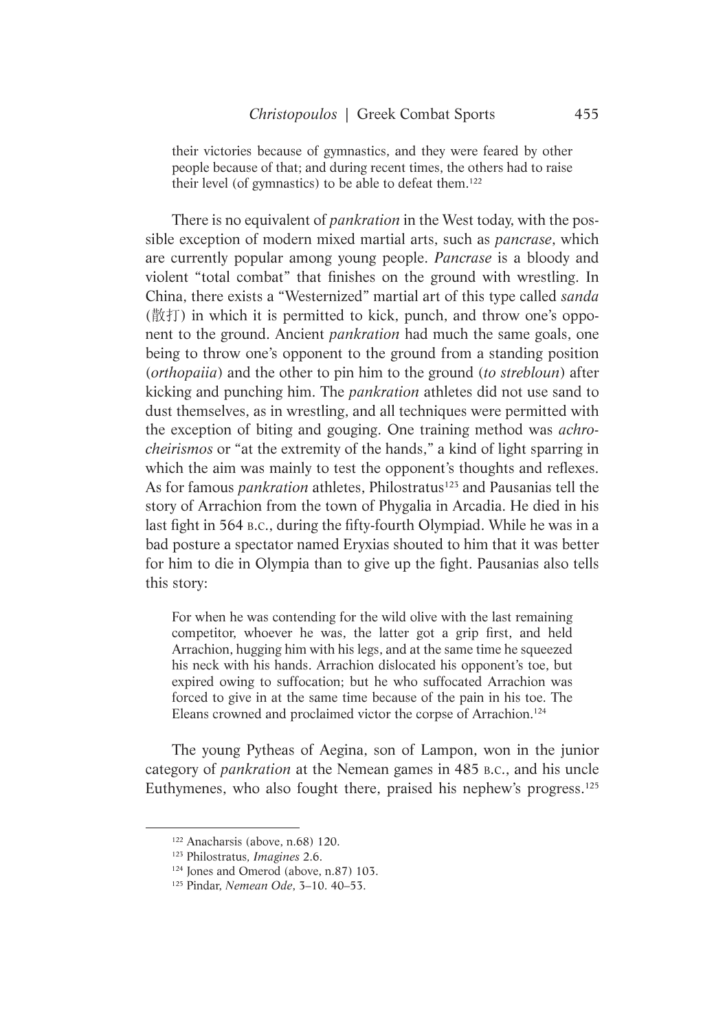> their victories because of gymnastics, and they were feared by other people because of that; and during recent times, the others had to raise their level (of gymnastics) to be able to defeat them.[122]

There is no equivalent of *pankration* in the West today, with the possible exception of modern mixed martial arts, such as *pancrase*, which are currently popular among young people. *Pancrase* is a bloody and violent "total combat" that finishes on the ground with wrestling. In China, there exists a "Westernized" martial art of this type called *sanda* (散打) in which it is permitted to kick, punch, and throw one's opponent to the ground. Ancient *pankration* had much the same goals, one being to throw one's opponent to the ground from a standing position (*orthopaiia*) and the other to pin him to the ground (*to strebloun*) after kicking and punching him. The *pankration* athletes did not use sand to dust themselves, as in wrestling, and all techniques were permitted with the exception of biting and gouging. One training method was *achrocheirismos* or "at the extremity of the hands," a kind of light sparring in which the aim was mainly to test the opponent's thoughts and reflexes. As for famous *pankration* athletes, Philostratus[123] and Pausanias tell the story of Arrachion from the town of Phygalia in Arcadia. He died in his last fight in 564 B.C., during the fifty-fourth Olympiad. While he was in a bad posture a spectator named Eryxias shouted to him that it was better for him to die in Olympia than to give up the fight. Pausanias also tells this story:

> For when he was contending for the wild olive with the last remaining competitor, whoever he was, the latter got a grip first, and held Arrachion, hugging him with his legs, and at the same time he squeezed his neck with his hands. Arrachion dislocated his opponent's toe, but expired owing to suffocation; but he who suffocated Arrachion was forced to give in at the same time because of the pain in his toe. The Eleans crowned and proclaimed victor the corpse of Arrachion.[124]

The young Pytheas of Aegina, son of Lampon, won in the junior category of *pankration* at the Nemean games in 485 B.C., and his uncle Euthymenes, who also fought there, praised his nephew's progress.[125]

---

[122] Anacharsis (above, n.68) 120.

[123] Philostratus, *Imagines* 2.6.

[124] Jones and Omerod (above, n.87) 103.

[125] Pindar, *Nemean Ode*, 3–10. 40–53.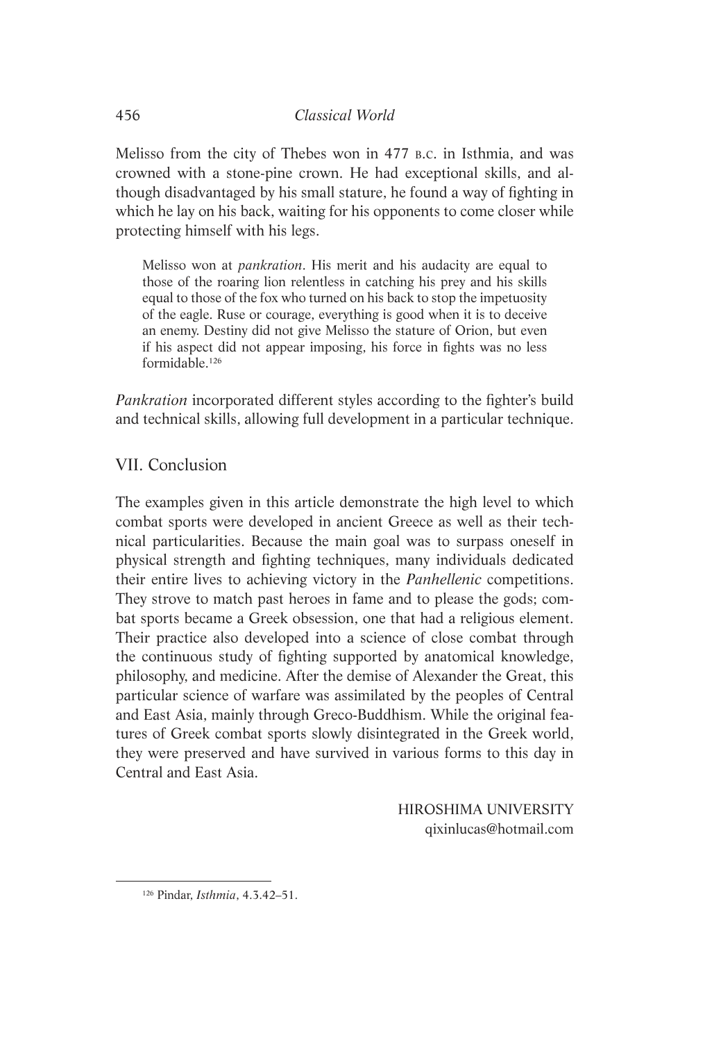Melisso from the city of Thebes won in 477 B.C. in Isthmia, and was crowned with a stone-pine crown. He had exceptional skills, and although disadvantaged by his small stature, he found a way of fighting in which he lay on his back, waiting for his opponents to come closer while protecting himself with his legs.

> Melisso won at *pankration*. His merit and his audacity are equal to those of the roaring lion relentless in catching his prey and his skills equal to those of the fox who turned on his back to stop the impetuosity of the eagle. Ruse or courage, everything is good when it is to deceive an enemy. Destiny did not give Melisso the stature of Orion, but even if his aspect did not appear imposing, his force in fights was no less formidable.[126]

*Pankration* incorporated different styles according to the fighter's build and technical skills, allowing full development in a particular technique.

## VII. Conclusion

The examples given in this article demonstrate the high level to which combat sports were developed in ancient Greece as well as their technical particularities. Because the main goal was to surpass oneself in physical strength and fighting techniques, many individuals dedicated their entire lives to achieving victory in the *Panhellenic* competitions. They strove to match past heroes in fame and to please the gods; combat sports became a Greek obsession, one that had a religious element. Their practice also developed into a science of close combat through the continuous study of fighting supported by anatomical knowledge, philosophy, and medicine. After the demise of Alexander the Great, this particular science of warfare was assimilated by the peoples of Central and East Asia, mainly through Greco-Buddhism. While the original features of Greek combat sports slowly disintegrated in the Greek world, they were preserved and have survived in various forms to this day in Central and East Asia.

HIROSHIMA UNIVERSITY
qixinlucas@hotmail.com

[126] Pindar, *Isthmia*, 4.3.42–51.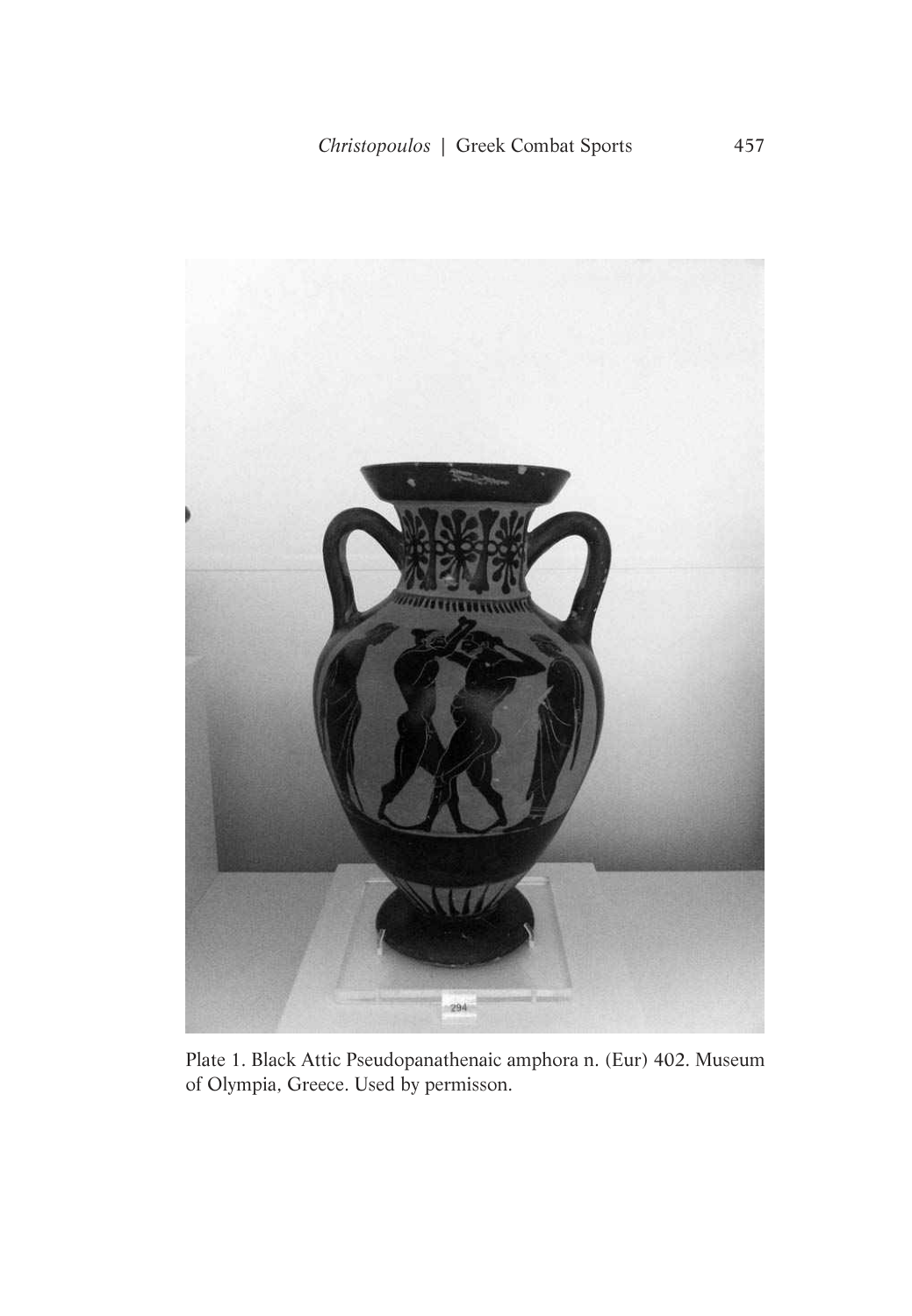Plate 1. Black Attic Pseudopanathenaic amphora n. (Eur) 402. Museum of Olympia, Greece. Used by permisson.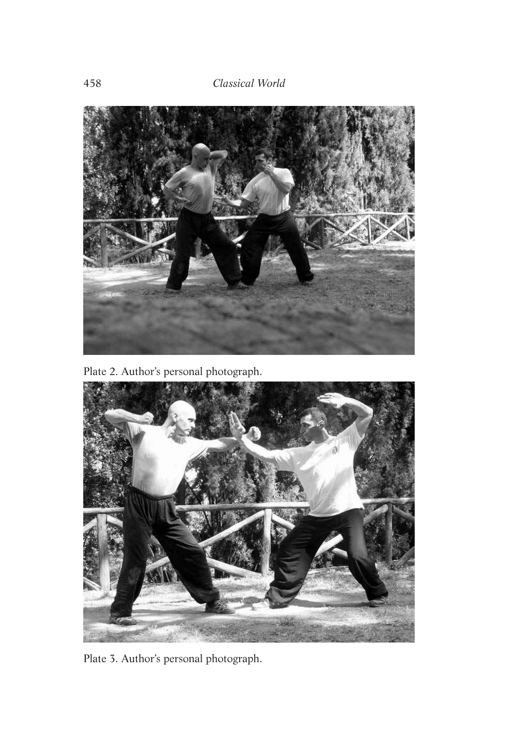Plate 2. Author's personal photograph.

Plate 3. Author's personal photograph.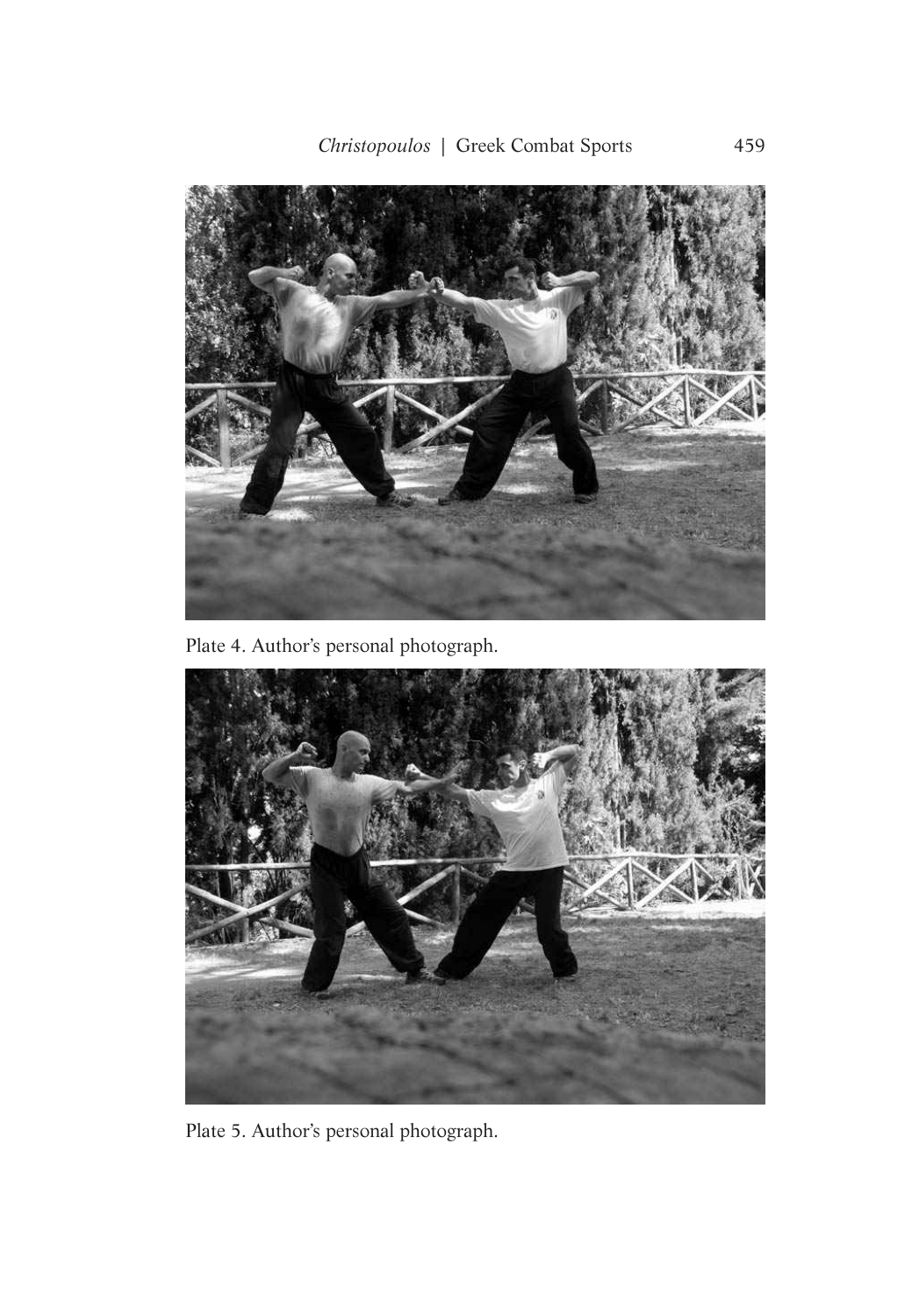Plate 4. Author's personal photograph.

Plate 5. Author's personal photograph.